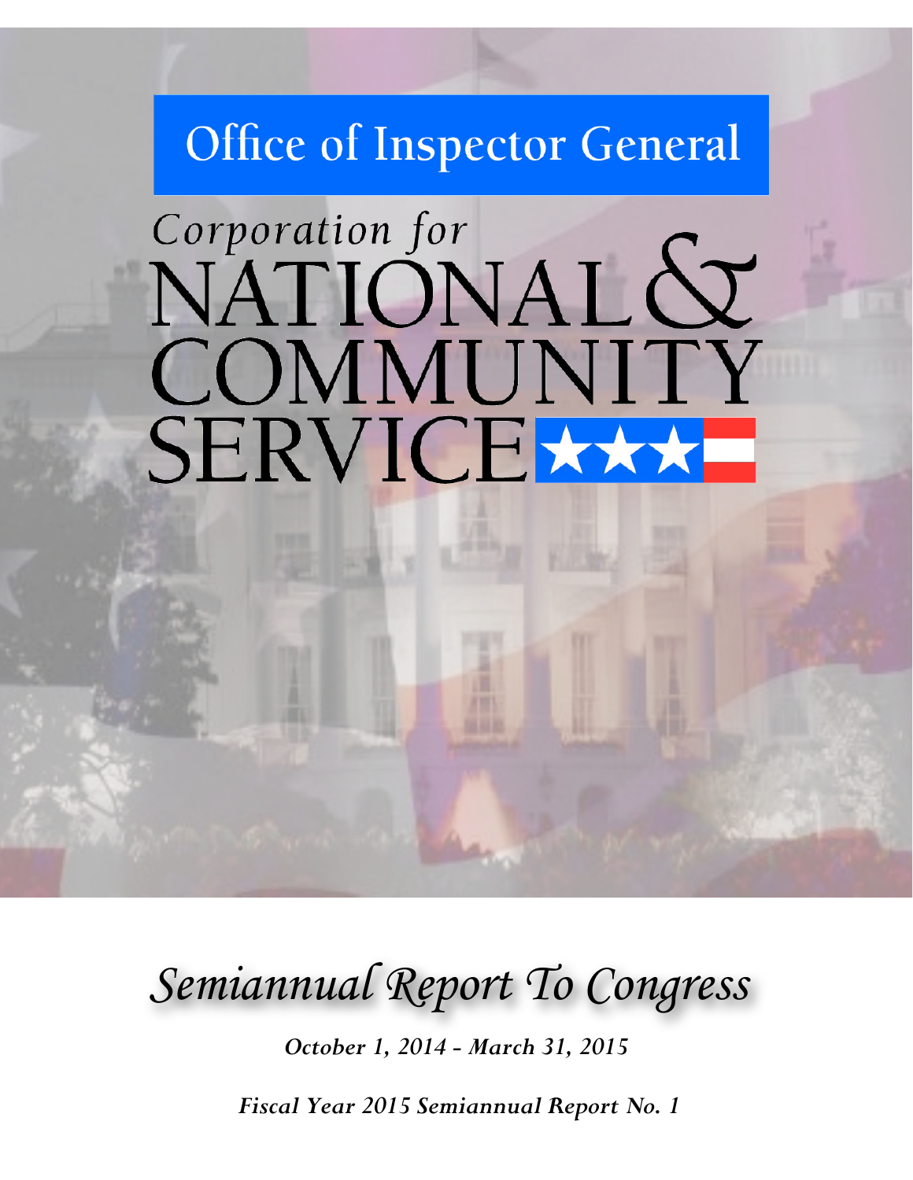# Office of Inspector General

# Corporation for NATIONAL & COMMUNITY SERVICE

## *Semiannual Report To Congress*

***October 1, 2014 - March 31, 2015***

***Fiscal Year 2015 Semiannual Report No. 1***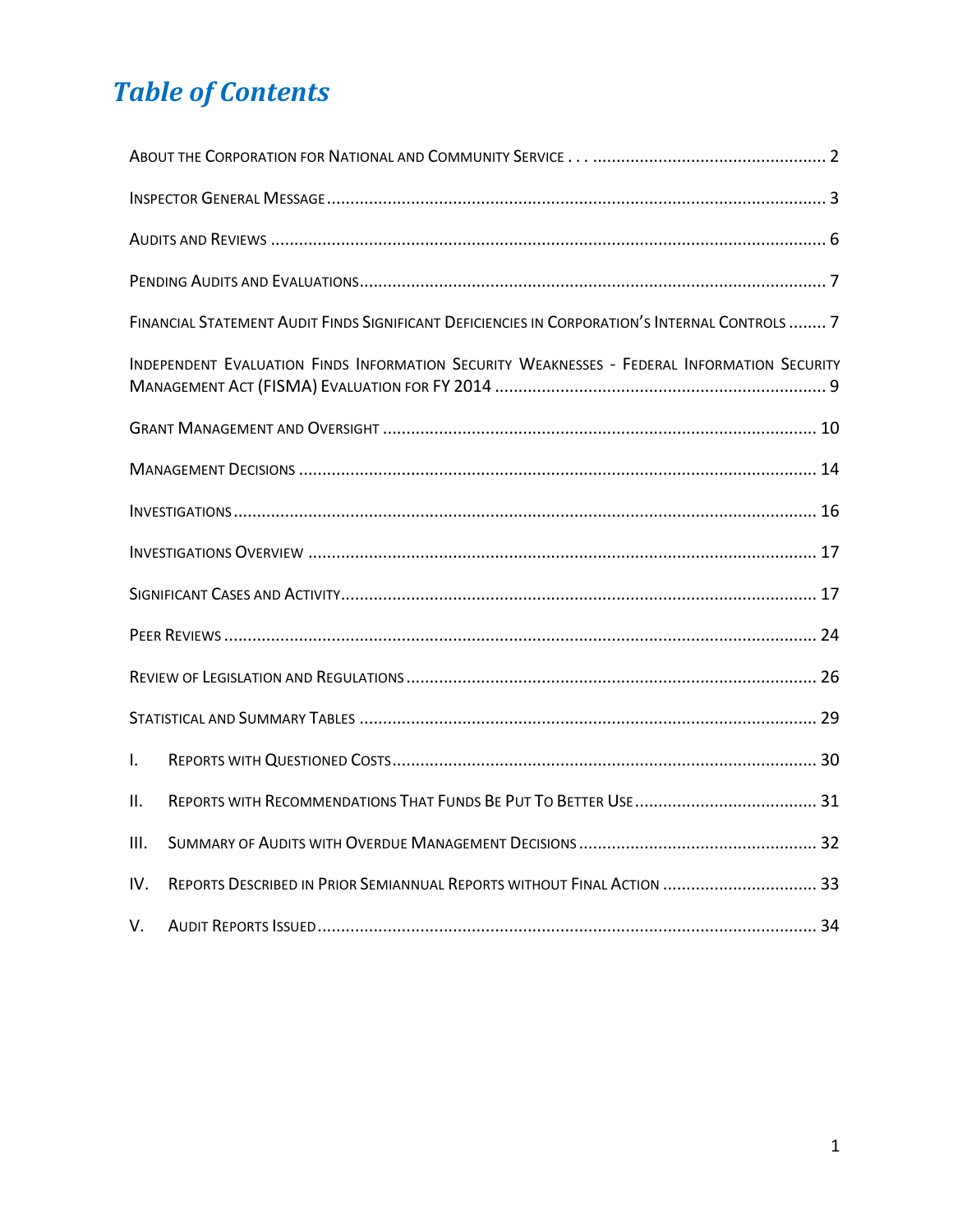# *Table of Contents*

About the Corporation for National and Community Service . . . .................................................. 2

Inspector General Message ......................................................................................................... 3

Audits and Reviews ..................................................................................................................... 6

Pending Audits and Evaluations.................................................................................................. 7

Financial Statement Audit Finds Significant Deficiencies in Corporation's Internal Controls ........ 7

Independent Evaluation Finds Information Security Weaknesses - Federal Information Security Management Act (FISMA) Evaluation for FY 2014 ....................................................................... 9

Grant Management and Oversight ........................................................................................... 10

Management Decisions ............................................................................................................. 14

Investigations ............................................................................................................................ 16

Investigations Overview ............................................................................................................ 17

Significant Cases and Activity..................................................................................................... 17

Peer Reviews ............................................................................................................................. 24

Review of Legislation and Regulations ....................................................................................... 26

Statistical and Summary Tables ................................................................................................. 29

I. Reports with Questioned Costs.......................................................................................... 30

II. Reports with Recommendations That Funds Be Put To Better Use ...................................... 31

III. Summary of Audits with Overdue Management Decisions .................................................. 32

IV. Reports Described in Prior Semiannual Reports without Final Action ................................. 33

V. Audit Reports Issued .......................................................................................................... 34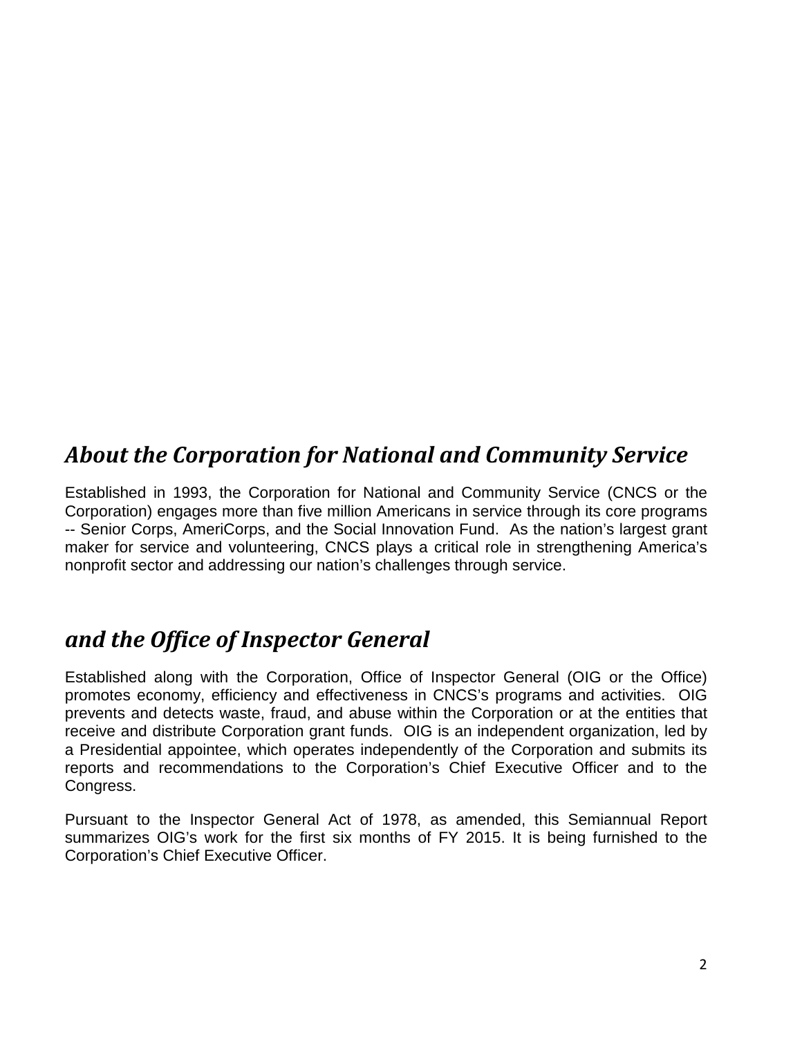## *About the Corporation for National and Community Service*

Established in 1993, the Corporation for National and Community Service (CNCS or the Corporation) engages more than five million Americans in service through its core programs -- Senior Corps, AmeriCorps, and the Social Innovation Fund. As the nation's largest grant maker for service and volunteering, CNCS plays a critical role in strengthening America's nonprofit sector and addressing our nation's challenges through service.

## *and the Office of Inspector General*

Established along with the Corporation, Office of Inspector General (OIG or the Office) promotes economy, efficiency and effectiveness in CNCS's programs and activities. OIG prevents and detects waste, fraud, and abuse within the Corporation or at the entities that receive and distribute Corporation grant funds. OIG is an independent organization, led by a Presidential appointee, which operates independently of the Corporation and submits its reports and recommendations to the Corporation's Chief Executive Officer and to the Congress.

Pursuant to the Inspector General Act of 1978, as amended, this Semiannual Report summarizes OIG's work for the first six months of FY 2015. It is being furnished to the Corporation's Chief Executive Officer.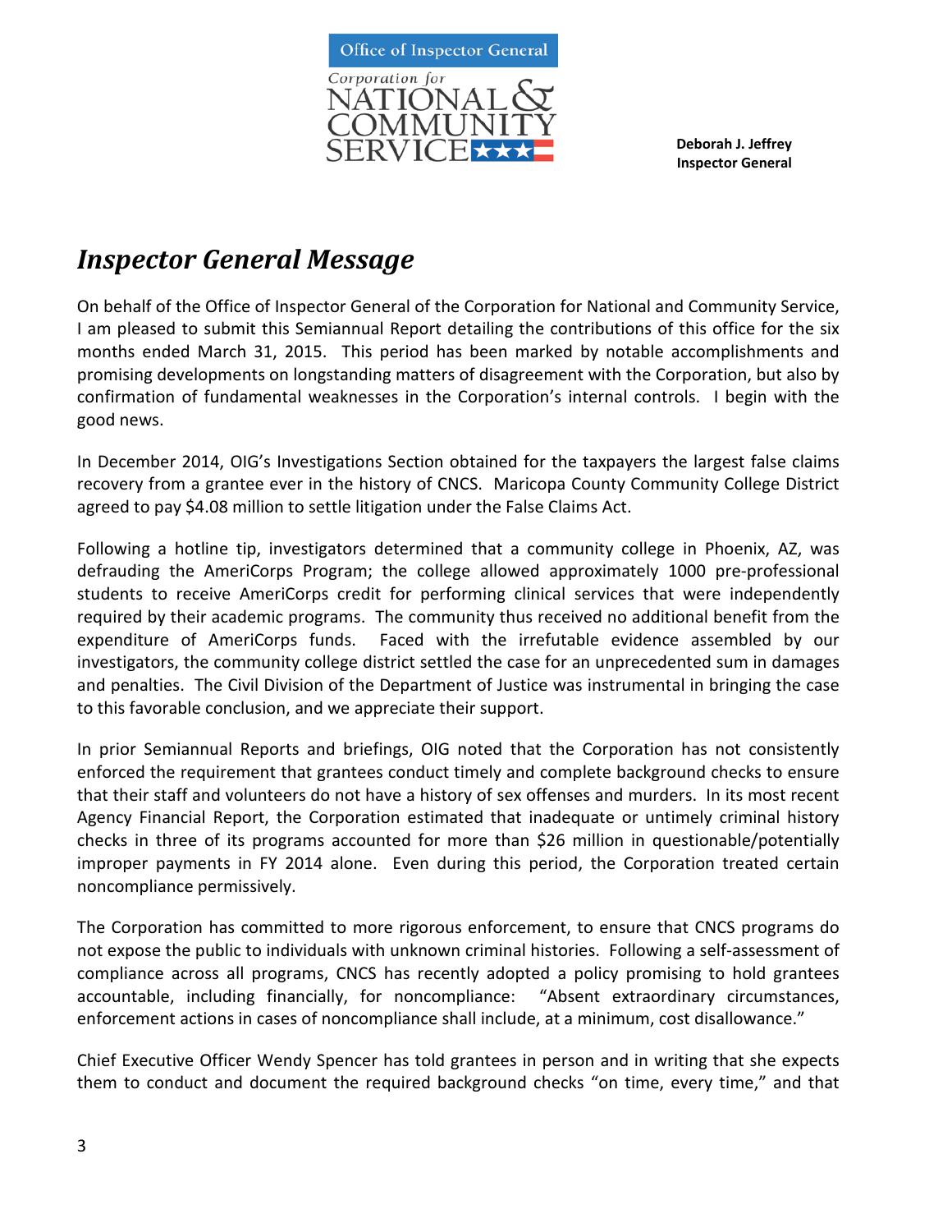Deborah J. Jeffrey
Inspector General

# *Inspector General Message*

On behalf of the Office of Inspector General of the Corporation for National and Community Service, I am pleased to submit this Semiannual Report detailing the contributions of this office for the six months ended March 31, 2015. This period has been marked by notable accomplishments and promising developments on longstanding matters of disagreement with the Corporation, but also by confirmation of fundamental weaknesses in the Corporation's internal controls. I begin with the good news.

In December 2014, OIG's Investigations Section obtained for the taxpayers the largest false claims recovery from a grantee ever in the history of CNCS. Maricopa County Community College District agreed to pay $4.08 million to settle litigation under the False Claims Act.

Following a hotline tip, investigators determined that a community college in Phoenix, AZ, was defrauding the AmeriCorps Program; the college allowed approximately 1000 pre-professional students to receive AmeriCorps credit for performing clinical services that were independently required by their academic programs. The community thus received no additional benefit from the expenditure of AmeriCorps funds. Faced with the irrefutable evidence assembled by our investigators, the community college district settled the case for an unprecedented sum in damages and penalties. The Civil Division of the Department of Justice was instrumental in bringing the case to this favorable conclusion, and we appreciate their support.

In prior Semiannual Reports and briefings, OIG noted that the Corporation has not consistently enforced the requirement that grantees conduct timely and complete background checks to ensure that their staff and volunteers do not have a history of sex offenses and murders. In its most recent Agency Financial Report, the Corporation estimated that inadequate or untimely criminal history checks in three of its programs accounted for more than $26 million in questionable/potentially improper payments in FY 2014 alone. Even during this period, the Corporation treated certain noncompliance permissively.

The Corporation has committed to more rigorous enforcement, to ensure that CNCS programs do not expose the public to individuals with unknown criminal histories. Following a self-assessment of compliance across all programs, CNCS has recently adopted a policy promising to hold grantees accountable, including financially, for noncompliance: "Absent extraordinary circumstances, enforcement actions in cases of noncompliance shall include, at a minimum, cost disallowance."

Chief Executive Officer Wendy Spencer has told grantees in person and in writing that she expects them to conduct and document the required background checks "on time, every time," and that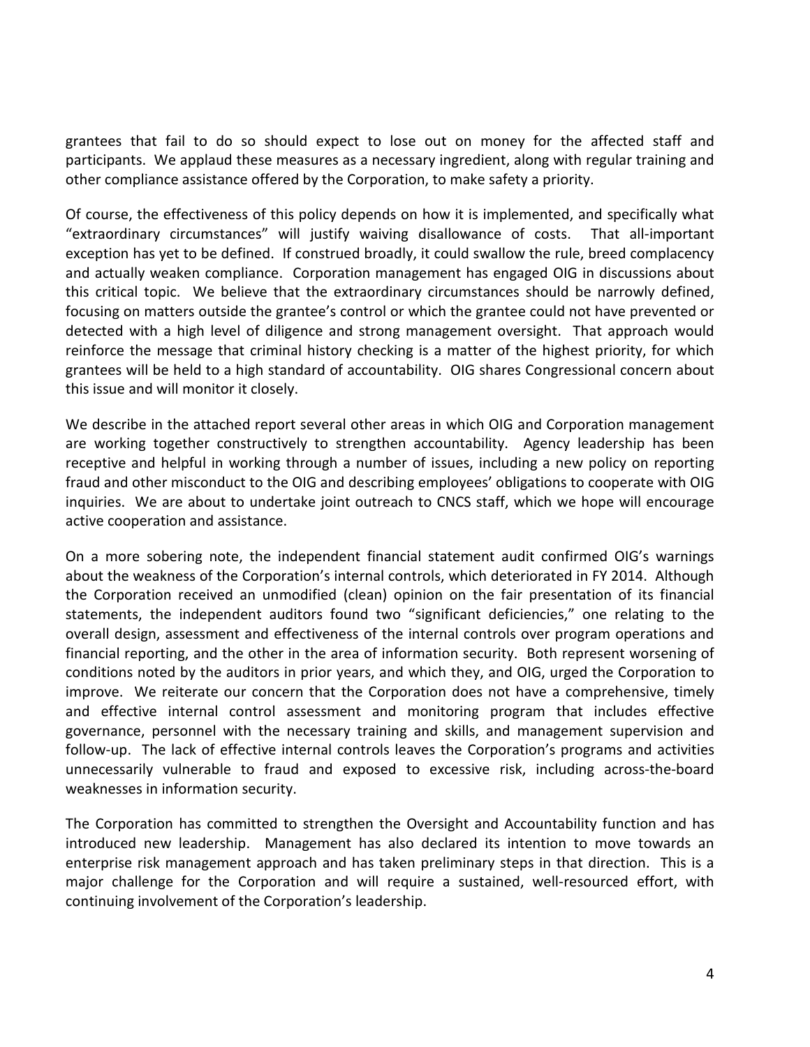grantees that fail to do so should expect to lose out on money for the affected staff and participants. We applaud these measures as a necessary ingredient, along with regular training and other compliance assistance offered by the Corporation, to make safety a priority.

Of course, the effectiveness of this policy depends on how it is implemented, and specifically what "extraordinary circumstances" will justify waiving disallowance of costs. That all-important exception has yet to be defined. If construed broadly, it could swallow the rule, breed complacency and actually weaken compliance. Corporation management has engaged OIG in discussions about this critical topic. We believe that the extraordinary circumstances should be narrowly defined, focusing on matters outside the grantee's control or which the grantee could not have prevented or detected with a high level of diligence and strong management oversight. That approach would reinforce the message that criminal history checking is a matter of the highest priority, for which grantees will be held to a high standard of accountability. OIG shares Congressional concern about this issue and will monitor it closely.

We describe in the attached report several other areas in which OIG and Corporation management are working together constructively to strengthen accountability. Agency leadership has been receptive and helpful in working through a number of issues, including a new policy on reporting fraud and other misconduct to the OIG and describing employees' obligations to cooperate with OIG inquiries. We are about to undertake joint outreach to CNCS staff, which we hope will encourage active cooperation and assistance.

On a more sobering note, the independent financial statement audit confirmed OIG's warnings about the weakness of the Corporation's internal controls, which deteriorated in FY 2014. Although the Corporation received an unmodified (clean) opinion on the fair presentation of its financial statements, the independent auditors found two "significant deficiencies," one relating to the overall design, assessment and effectiveness of the internal controls over program operations and financial reporting, and the other in the area of information security. Both represent worsening of conditions noted by the auditors in prior years, and which they, and OIG, urged the Corporation to improve. We reiterate our concern that the Corporation does not have a comprehensive, timely and effective internal control assessment and monitoring program that includes effective governance, personnel with the necessary training and skills, and management supervision and follow-up. The lack of effective internal controls leaves the Corporation's programs and activities unnecessarily vulnerable to fraud and exposed to excessive risk, including across-the-board weaknesses in information security.

The Corporation has committed to strengthen the Oversight and Accountability function and has introduced new leadership. Management has also declared its intention to move towards an enterprise risk management approach and has taken preliminary steps in that direction. This is a major challenge for the Corporation and will require a sustained, well-resourced effort, with continuing involvement of the Corporation's leadership.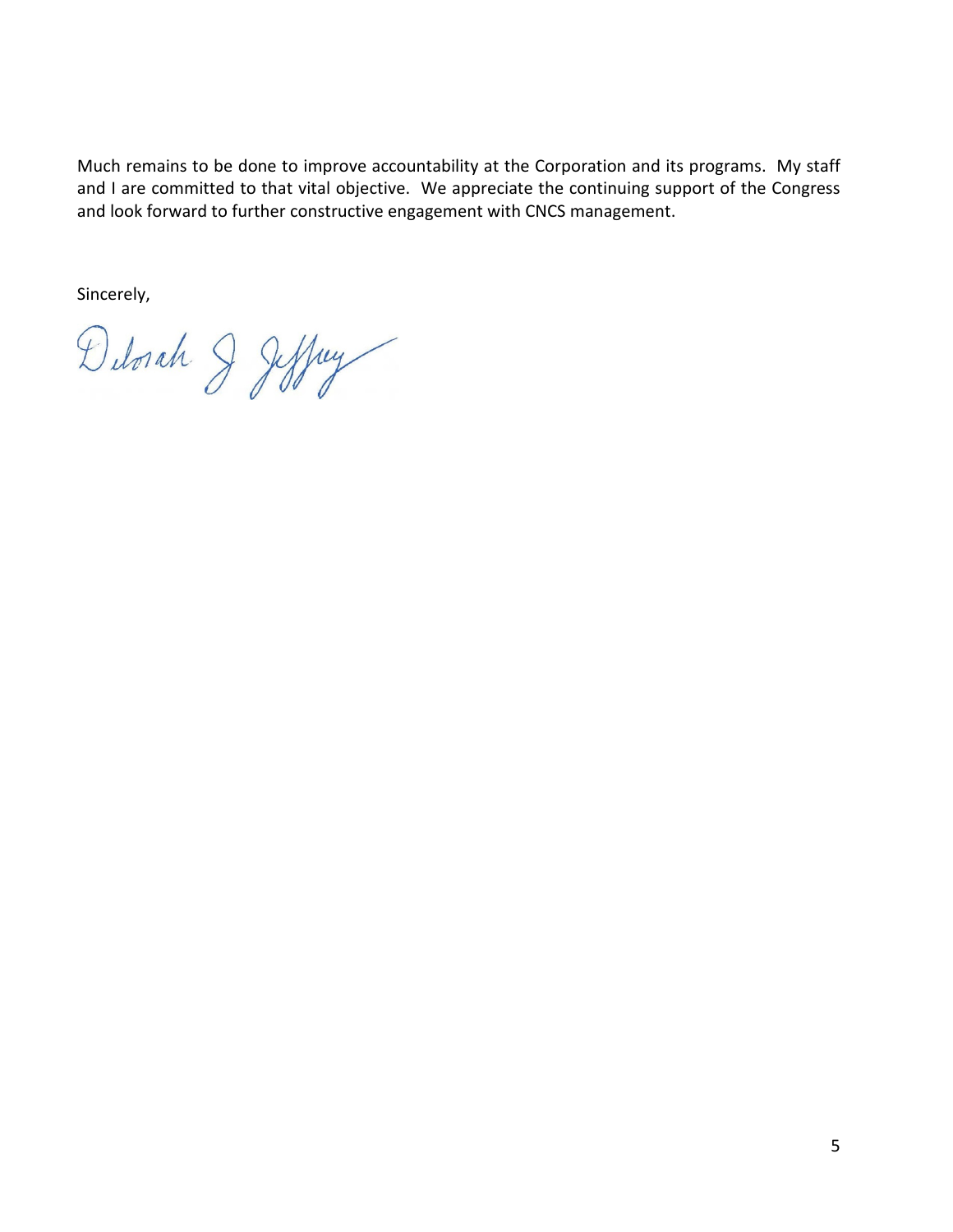Much remains to be done to improve accountability at the Corporation and its programs. My staff and I are committed to that vital objective. We appreciate the continuing support of the Congress and look forward to further constructive engagement with CNCS management.

Sincerely,

Deborah J Jeffrey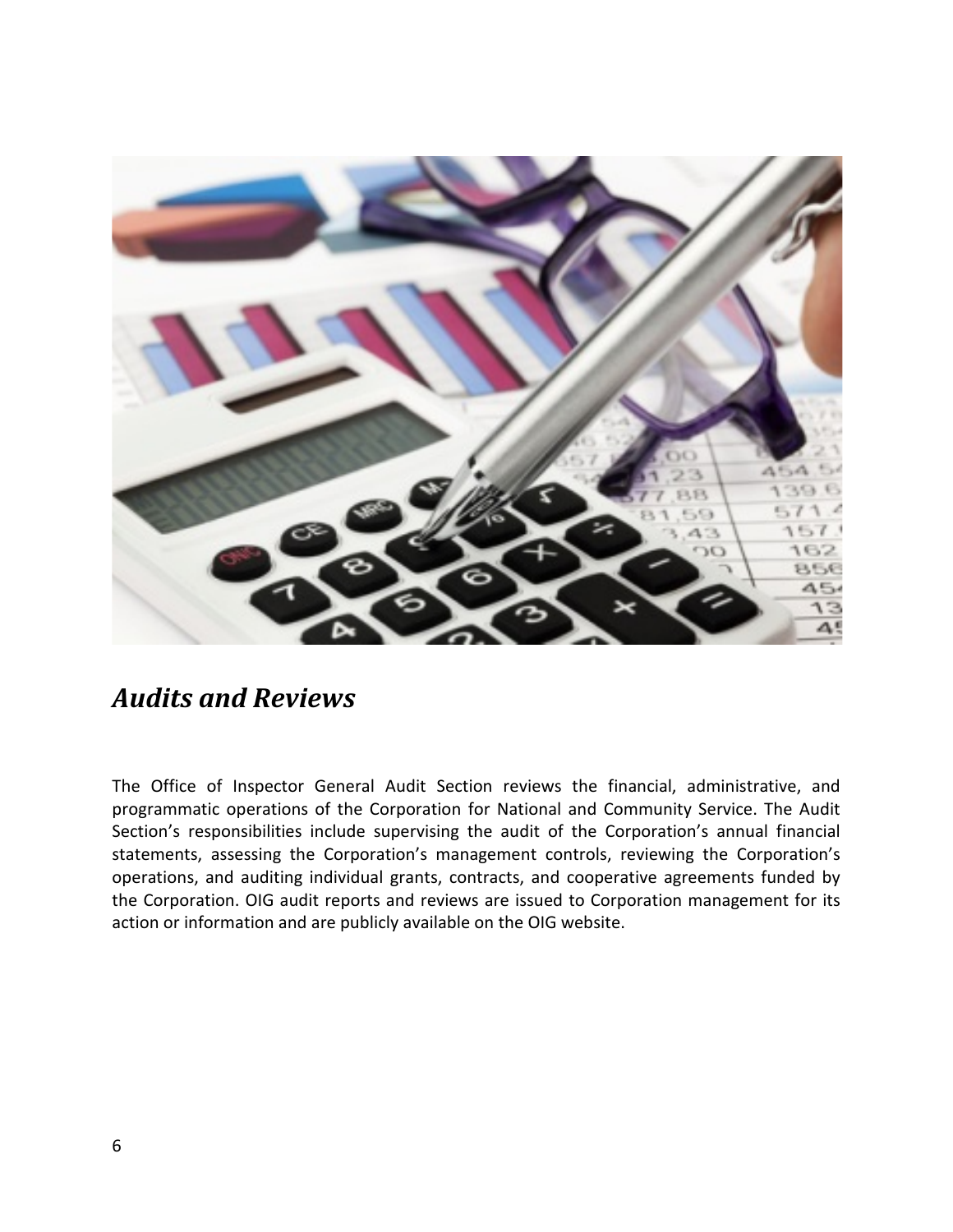## *Audits and Reviews*

The Office of Inspector General Audit Section reviews the financial, administrative, and programmatic operations of the Corporation for National and Community Service. The Audit Section's responsibilities include supervising the audit of the Corporation's annual financial statements, assessing the Corporation's management controls, reviewing the Corporation's operations, and auditing individual grants, contracts, and cooperative agreements funded by the Corporation. OIG audit reports and reviews are issued to Corporation management for its action or information and are publicly available on the OIG website.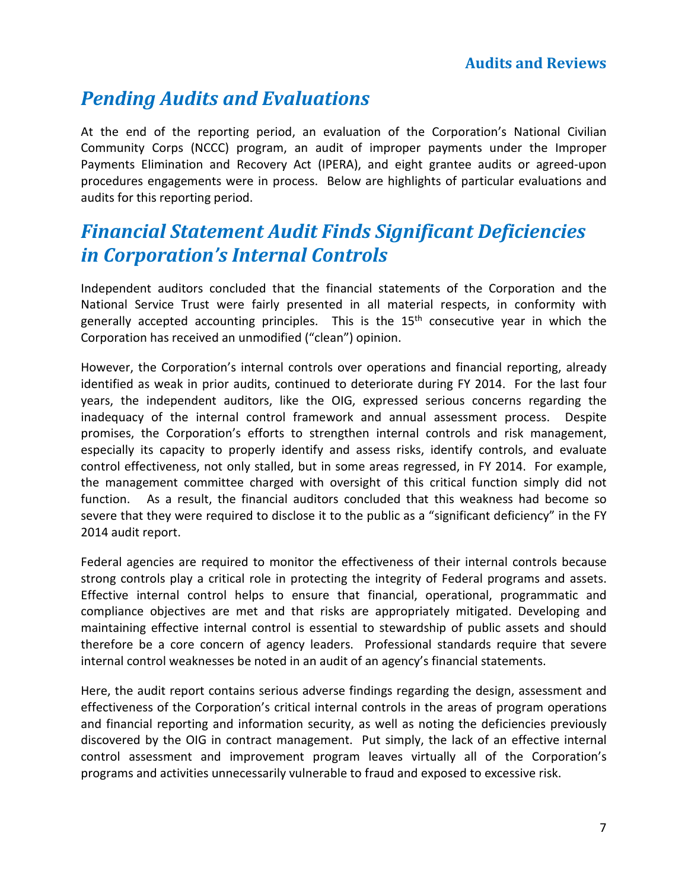## Pending Audits and Evaluations

At the end of the reporting period, an evaluation of the Corporation's National Civilian Community Corps (NCCC) program, an audit of improper payments under the Improper Payments Elimination and Recovery Act (IPERA), and eight grantee audits or agreed-upon procedures engagements were in process. Below are highlights of particular evaluations and audits for this reporting period.

## Financial Statement Audit Finds Significant Deficiencies in Corporation's Internal Controls

Independent auditors concluded that the financial statements of the Corporation and the National Service Trust were fairly presented in all material respects, in conformity with generally accepted accounting principles. This is the 15th consecutive year in which the Corporation has received an unmodified ("clean") opinion.

However, the Corporation's internal controls over operations and financial reporting, already identified as weak in prior audits, continued to deteriorate during FY 2014. For the last four years, the independent auditors, like the OIG, expressed serious concerns regarding the inadequacy of the internal control framework and annual assessment process. Despite promises, the Corporation's efforts to strengthen internal controls and risk management, especially its capacity to properly identify and assess risks, identify controls, and evaluate control effectiveness, not only stalled, but in some areas regressed, in FY 2014. For example, the management committee charged with oversight of this critical function simply did not function. As a result, the financial auditors concluded that this weakness had become so severe that they were required to disclose it to the public as a "significant deficiency" in the FY 2014 audit report.

Federal agencies are required to monitor the effectiveness of their internal controls because strong controls play a critical role in protecting the integrity of Federal programs and assets. Effective internal control helps to ensure that financial, operational, programmatic and compliance objectives are met and that risks are appropriately mitigated. Developing and maintaining effective internal control is essential to stewardship of public assets and should therefore be a core concern of agency leaders. Professional standards require that severe internal control weaknesses be noted in an audit of an agency's financial statements.

Here, the audit report contains serious adverse findings regarding the design, assessment and effectiveness of the Corporation's critical internal controls in the areas of program operations and financial reporting and information security, as well as noting the deficiencies previously discovered by the OIG in contract management. Put simply, the lack of an effective internal control assessment and improvement program leaves virtually all of the Corporation's programs and activities unnecessarily vulnerable to fraud and exposed to excessive risk.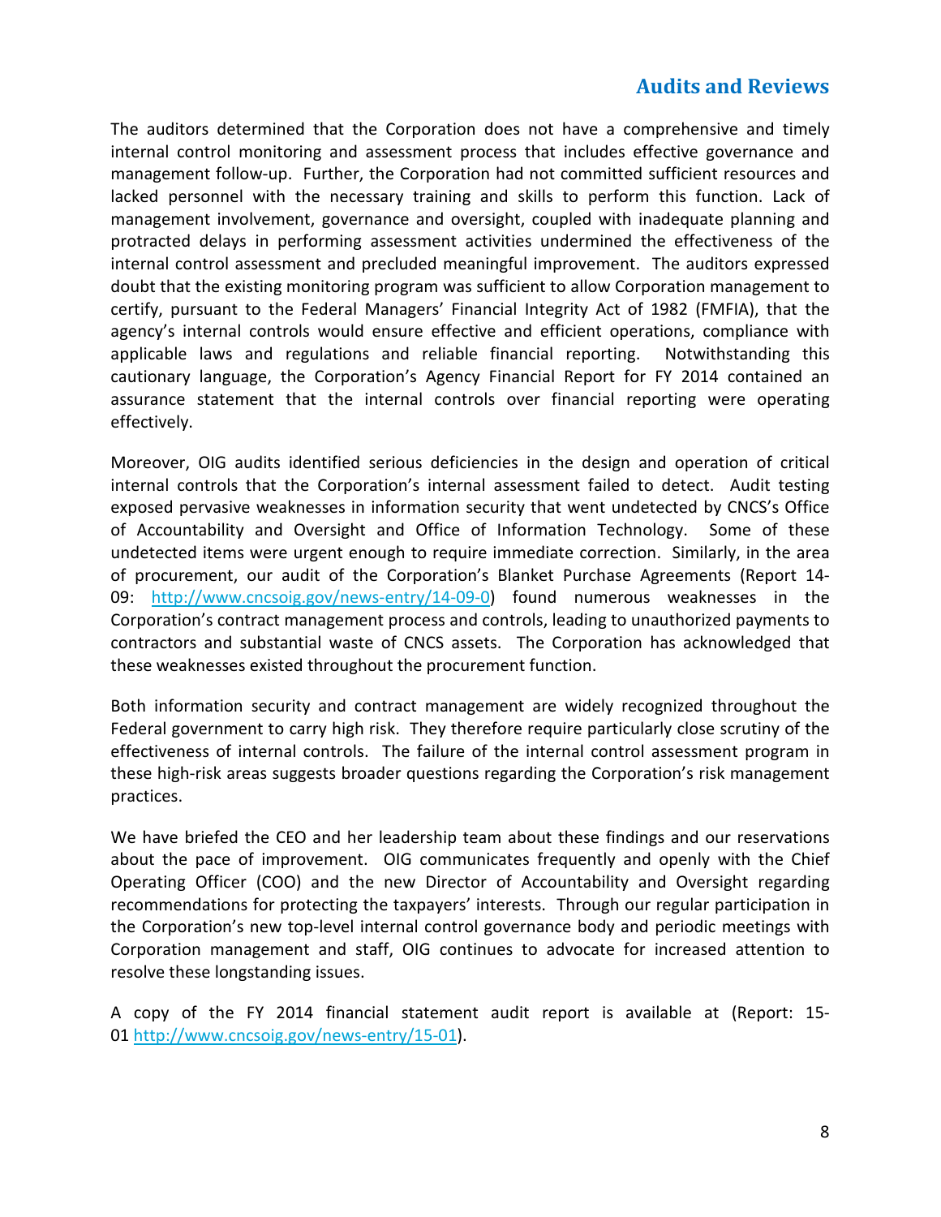The auditors determined that the Corporation does not have a comprehensive and timely internal control monitoring and assessment process that includes effective governance and management follow-up. Further, the Corporation had not committed sufficient resources and lacked personnel with the necessary training and skills to perform this function. Lack of management involvement, governance and oversight, coupled with inadequate planning and protracted delays in performing assessment activities undermined the effectiveness of the internal control assessment and precluded meaningful improvement. The auditors expressed doubt that the existing monitoring program was sufficient to allow Corporation management to certify, pursuant to the Federal Managers' Financial Integrity Act of 1982 (FMFIA), that the agency's internal controls would ensure effective and efficient operations, compliance with applicable laws and regulations and reliable financial reporting. Notwithstanding this cautionary language, the Corporation's Agency Financial Report for FY 2014 contained an assurance statement that the internal controls over financial reporting were operating effectively.

Moreover, OIG audits identified serious deficiencies in the design and operation of critical internal controls that the Corporation's internal assessment failed to detect. Audit testing exposed pervasive weaknesses in information security that went undetected by CNCS's Office of Accountability and Oversight and Office of Information Technology. Some of these undetected items were urgent enough to require immediate correction. Similarly, in the area of procurement, our audit of the Corporation's Blanket Purchase Agreements (Report 14-09: http://www.cncsoig.gov/news-entry/14-09-0) found numerous weaknesses in the Corporation's contract management process and controls, leading to unauthorized payments to contractors and substantial waste of CNCS assets. The Corporation has acknowledged that these weaknesses existed throughout the procurement function.

Both information security and contract management are widely recognized throughout the Federal government to carry high risk. They therefore require particularly close scrutiny of the effectiveness of internal controls. The failure of the internal control assessment program in these high-risk areas suggests broader questions regarding the Corporation's risk management practices.

We have briefed the CEO and her leadership team about these findings and our reservations about the pace of improvement. OIG communicates frequently and openly with the Chief Operating Officer (COO) and the new Director of Accountability and Oversight regarding recommendations for protecting the taxpayers' interests. Through our regular participation in the Corporation's new top-level internal control governance body and periodic meetings with Corporation management and staff, OIG continues to advocate for increased attention to resolve these longstanding issues.

A copy of the FY 2014 financial statement audit report is available at (Report: 15-01 http://www.cncsoig.gov/news-entry/15-01).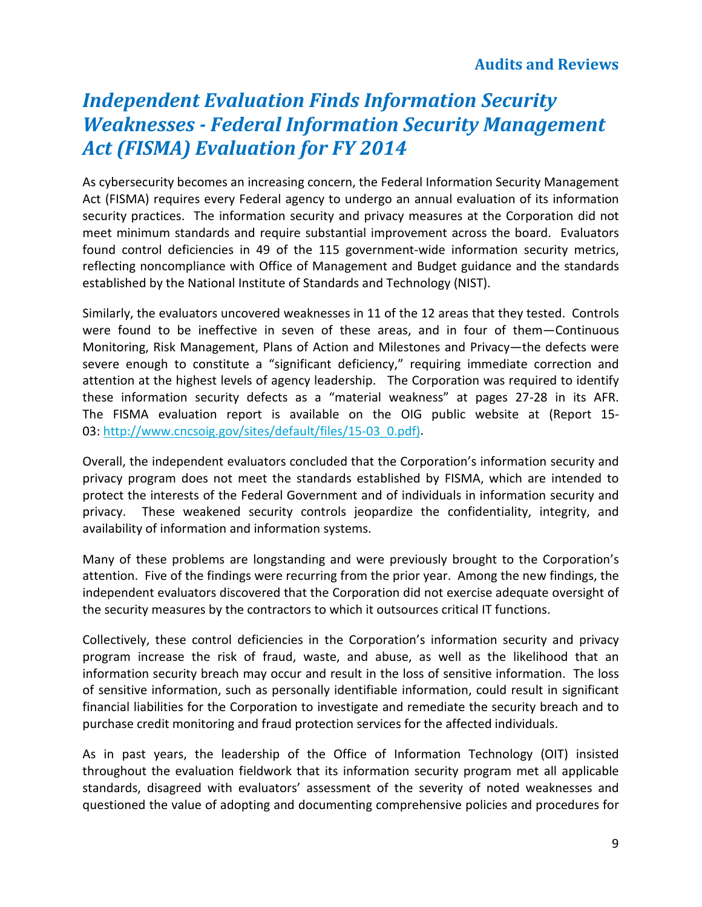## Independent Evaluation Finds Information Security Weaknesses - Federal Information Security Management Act (FISMA) Evaluation for FY 2014

As cybersecurity becomes an increasing concern, the Federal Information Security Management Act (FISMA) requires every Federal agency to undergo an annual evaluation of its information security practices. The information security and privacy measures at the Corporation did not meet minimum standards and require substantial improvement across the board. Evaluators found control deficiencies in 49 of the 115 government-wide information security metrics, reflecting noncompliance with Office of Management and Budget guidance and the standards established by the National Institute of Standards and Technology (NIST).

Similarly, the evaluators uncovered weaknesses in 11 of the 12 areas that they tested. Controls were found to be ineffective in seven of these areas, and in four of them—Continuous Monitoring, Risk Management, Plans of Action and Milestones and Privacy—the defects were severe enough to constitute a "significant deficiency," requiring immediate correction and attention at the highest levels of agency leadership. The Corporation was required to identify these information security defects as a "material weakness" at pages 27-28 in its AFR. The FISMA evaluation report is available on the OIG public website at (Report 15-03: http://www.cncsoig.gov/sites/default/files/15-03_0.pdf).

Overall, the independent evaluators concluded that the Corporation's information security and privacy program does not meet the standards established by FISMA, which are intended to protect the interests of the Federal Government and of individuals in information security and privacy. These weakened security controls jeopardize the confidentiality, integrity, and availability of information and information systems.

Many of these problems are longstanding and were previously brought to the Corporation's attention. Five of the findings were recurring from the prior year. Among the new findings, the independent evaluators discovered that the Corporation did not exercise adequate oversight of the security measures by the contractors to which it outsources critical IT functions.

Collectively, these control deficiencies in the Corporation's information security and privacy program increase the risk of fraud, waste, and abuse, as well as the likelihood that an information security breach may occur and result in the loss of sensitive information. The loss of sensitive information, such as personally identifiable information, could result in significant financial liabilities for the Corporation to investigate and remediate the security breach and to purchase credit monitoring and fraud protection services for the affected individuals.

As in past years, the leadership of the Office of Information Technology (OIT) insisted throughout the evaluation fieldwork that its information security program met all applicable standards, disagreed with evaluators' assessment of the severity of noted weaknesses and questioned the value of adopting and documenting comprehensive policies and procedures for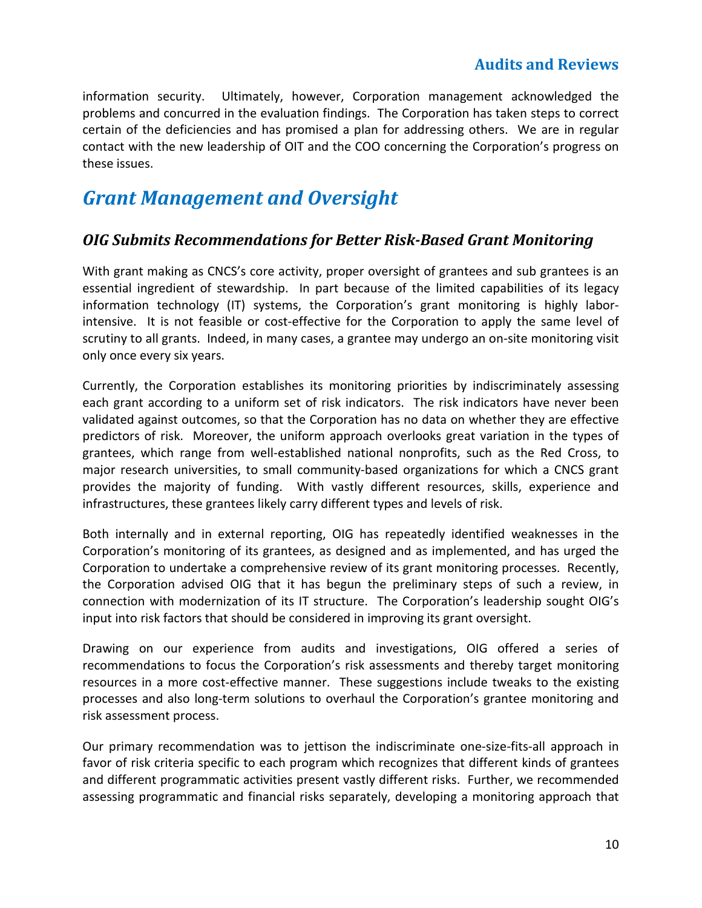information security. Ultimately, however, Corporation management acknowledged the problems and concurred in the evaluation findings. The Corporation has taken steps to correct certain of the deficiencies and has promised a plan for addressing others. We are in regular contact with the new leadership of OIT and the COO concerning the Corporation's progress on these issues.

# *Grant Management and Oversight*

## *OIG Submits Recommendations for Better Risk-Based Grant Monitoring*

With grant making as CNCS's core activity, proper oversight of grantees and sub grantees is an essential ingredient of stewardship. In part because of the limited capabilities of its legacy information technology (IT) systems, the Corporation's grant monitoring is highly labor-intensive. It is not feasible or cost-effective for the Corporation to apply the same level of scrutiny to all grants. Indeed, in many cases, a grantee may undergo an on-site monitoring visit only once every six years.

Currently, the Corporation establishes its monitoring priorities by indiscriminately assessing each grant according to a uniform set of risk indicators. The risk indicators have never been validated against outcomes, so that the Corporation has no data on whether they are effective predictors of risk. Moreover, the uniform approach overlooks great variation in the types of grantees, which range from well-established national nonprofits, such as the Red Cross, to major research universities, to small community-based organizations for which a CNCS grant provides the majority of funding. With vastly different resources, skills, experience and infrastructures, these grantees likely carry different types and levels of risk.

Both internally and in external reporting, OIG has repeatedly identified weaknesses in the Corporation's monitoring of its grantees, as designed and as implemented, and has urged the Corporation to undertake a comprehensive review of its grant monitoring processes. Recently, the Corporation advised OIG that it has begun the preliminary steps of such a review, in connection with modernization of its IT structure. The Corporation's leadership sought OIG's input into risk factors that should be considered in improving its grant oversight.

Drawing on our experience from audits and investigations, OIG offered a series of recommendations to focus the Corporation's risk assessments and thereby target monitoring resources in a more cost-effective manner. These suggestions include tweaks to the existing processes and also long-term solutions to overhaul the Corporation's grantee monitoring and risk assessment process.

Our primary recommendation was to jettison the indiscriminate one-size-fits-all approach in favor of risk criteria specific to each program which recognizes that different kinds of grantees and different programmatic activities present vastly different risks. Further, we recommended assessing programmatic and financial risks separately, developing a monitoring approach that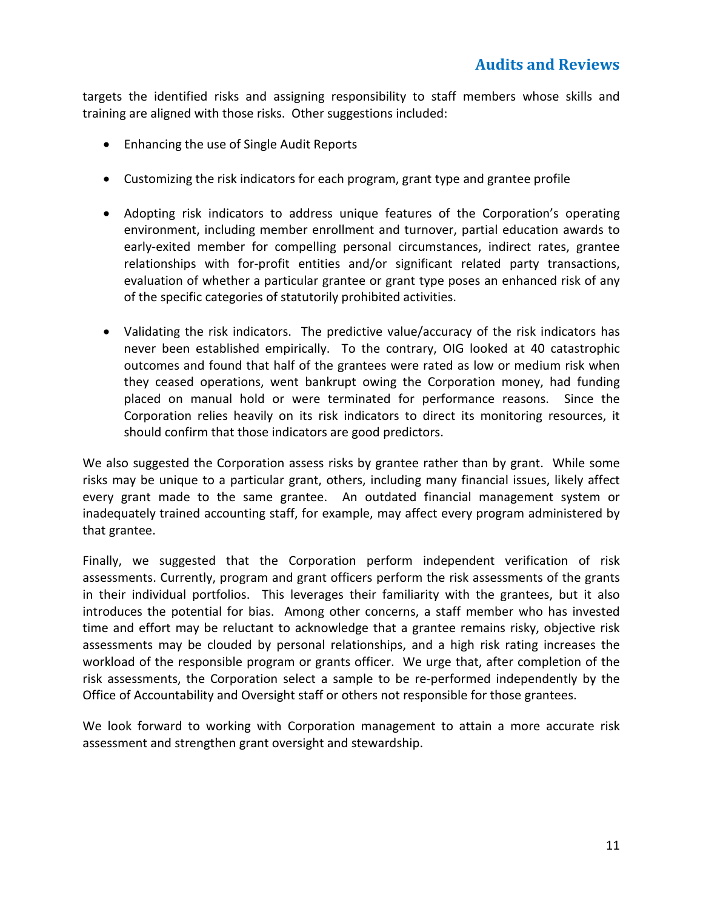targets the identified risks and assigning responsibility to staff members whose skills and training are aligned with those risks. Other suggestions included:

- Enhancing the use of Single Audit Reports
- Customizing the risk indicators for each program, grant type and grantee profile
- Adopting risk indicators to address unique features of the Corporation's operating environment, including member enrollment and turnover, partial education awards to early-exited member for compelling personal circumstances, indirect rates, grantee relationships with for-profit entities and/or significant related party transactions, evaluation of whether a particular grantee or grant type poses an enhanced risk of any of the specific categories of statutorily prohibited activities.
- Validating the risk indicators. The predictive value/accuracy of the risk indicators has never been established empirically. To the contrary, OIG looked at 40 catastrophic outcomes and found that half of the grantees were rated as low or medium risk when they ceased operations, went bankrupt owing the Corporation money, had funding placed on manual hold or were terminated for performance reasons. Since the Corporation relies heavily on its risk indicators to direct its monitoring resources, it should confirm that those indicators are good predictors.

We also suggested the Corporation assess risks by grantee rather than by grant. While some risks may be unique to a particular grant, others, including many financial issues, likely affect every grant made to the same grantee. An outdated financial management system or inadequately trained accounting staff, for example, may affect every program administered by that grantee.

Finally, we suggested that the Corporation perform independent verification of risk assessments. Currently, program and grant officers perform the risk assessments of the grants in their individual portfolios. This leverages their familiarity with the grantees, but it also introduces the potential for bias. Among other concerns, a staff member who has invested time and effort may be reluctant to acknowledge that a grantee remains risky, objective risk assessments may be clouded by personal relationships, and a high risk rating increases the workload of the responsible program or grants officer. We urge that, after completion of the risk assessments, the Corporation select a sample to be re-performed independently by the Office of Accountability and Oversight staff or others not responsible for those grantees.

We look forward to working with Corporation management to attain a more accurate risk assessment and strengthen grant oversight and stewardship.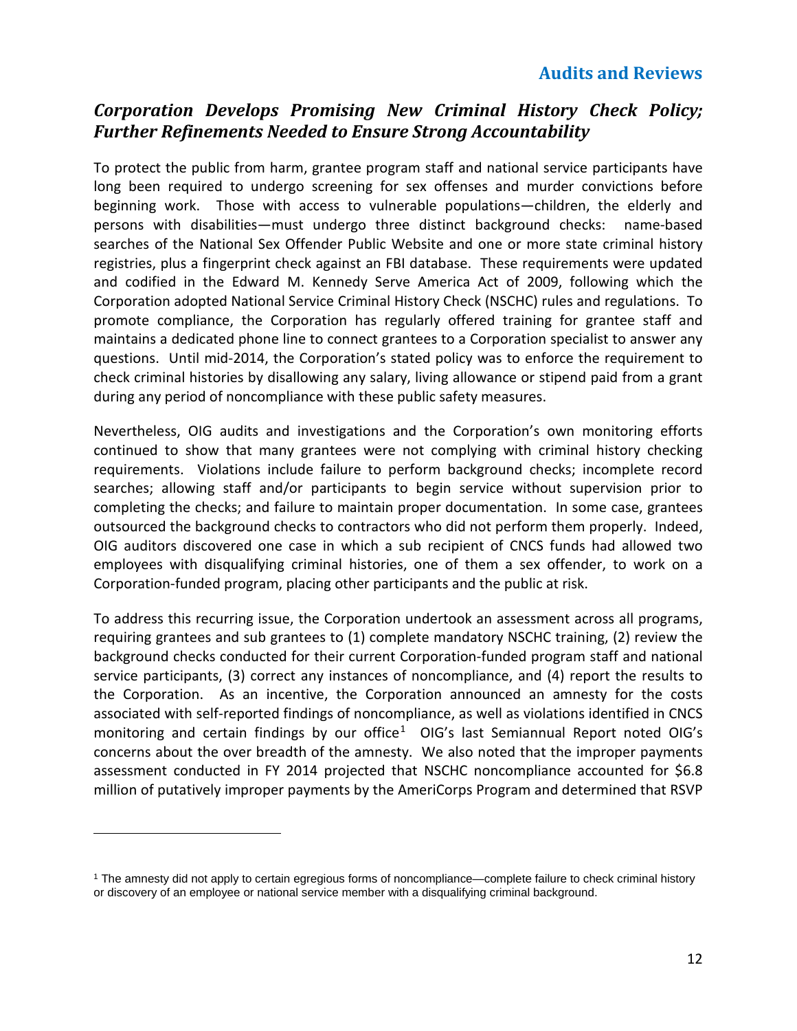## Corporation Develops Promising New Criminal History Check Policy; Further Refinements Needed to Ensure Strong Accountability

To protect the public from harm, grantee program staff and national service participants have long been required to undergo screening for sex offenses and murder convictions before beginning work. Those with access to vulnerable populations—children, the elderly and persons with disabilities—must undergo three distinct background checks: name-based searches of the National Sex Offender Public Website and one or more state criminal history registries, plus a fingerprint check against an FBI database. These requirements were updated and codified in the Edward M. Kennedy Serve America Act of 2009, following which the Corporation adopted National Service Criminal History Check (NSCHC) rules and regulations. To promote compliance, the Corporation has regularly offered training for grantee staff and maintains a dedicated phone line to connect grantees to a Corporation specialist to answer any questions. Until mid-2014, the Corporation's stated policy was to enforce the requirement to check criminal histories by disallowing any salary, living allowance or stipend paid from a grant during any period of noncompliance with these public safety measures.

Nevertheless, OIG audits and investigations and the Corporation's own monitoring efforts continued to show that many grantees were not complying with criminal history checking requirements. Violations include failure to perform background checks; incomplete record searches; allowing staff and/or participants to begin service without supervision prior to completing the checks; and failure to maintain proper documentation. In some case, grantees outsourced the background checks to contractors who did not perform them properly. Indeed, OIG auditors discovered one case in which a sub recipient of CNCS funds had allowed two employees with disqualifying criminal histories, one of them a sex offender, to work on a Corporation-funded program, placing other participants and the public at risk.

To address this recurring issue, the Corporation undertook an assessment across all programs, requiring grantees and sub grantees to (1) complete mandatory NSCHC training, (2) review the background checks conducted for their current Corporation-funded program staff and national service participants, (3) correct any instances of noncompliance, and (4) report the results to the Corporation. As an incentive, the Corporation announced an amnesty for the costs associated with self-reported findings of noncompliance, as well as violations identified in CNCS monitoring and certain findings by our office[1] OIG's last Semiannual Report noted OIG's concerns about the over breadth of the amnesty. We also noted that the improper payments assessment conducted in FY 2014 projected that NSCHC noncompliance accounted for $6.8 million of putatively improper payments by the AmeriCorps Program and determined that RSVP

[1] The amnesty did not apply to certain egregious forms of noncompliance—complete failure to check criminal history or discovery of an employee or national service member with a disqualifying criminal background.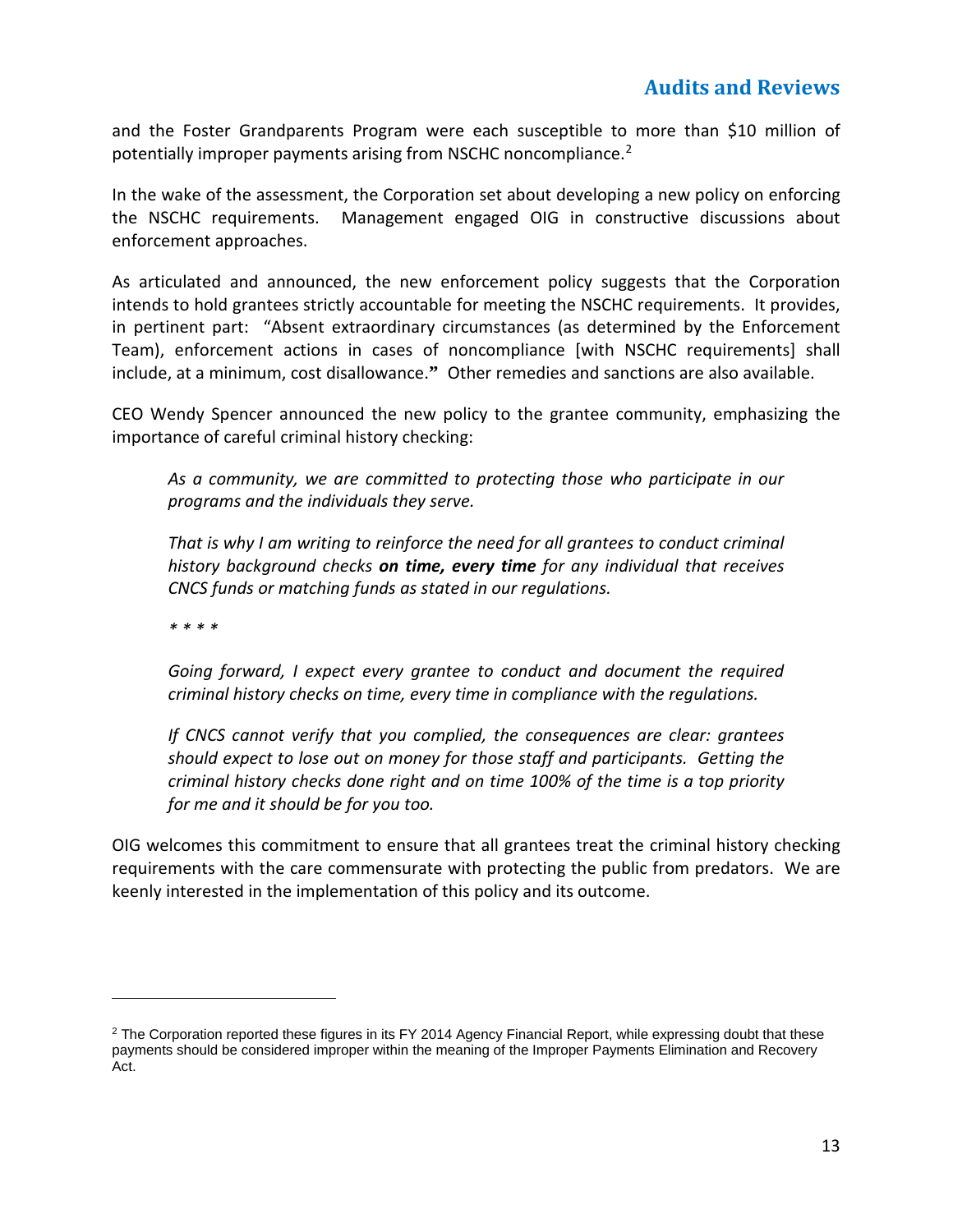and the Foster Grandparents Program were each susceptible to more than $10 million of potentially improper payments arising from NSCHC noncompliance.[2]

In the wake of the assessment, the Corporation set about developing a new policy on enforcing the NSCHC requirements. Management engaged OIG in constructive discussions about enforcement approaches.

As articulated and announced, the new enforcement policy suggests that the Corporation intends to hold grantees strictly accountable for meeting the NSCHC requirements. It provides, in pertinent part: "Absent extraordinary circumstances (as determined by the Enforcement Team), enforcement actions in cases of noncompliance [with NSCHC requirements] shall include, at a minimum, cost disallowance." Other remedies and sanctions are also available.

CEO Wendy Spencer announced the new policy to the grantee community, emphasizing the importance of careful criminal history checking:

> *As a community, we are committed to protecting those who participate in our programs and the individuals they serve.*
>
> *That is why I am writing to reinforce the need for all grantees to conduct criminal history background checks **on time, every time** for any individual that receives CNCS funds or matching funds as stated in our regulations.*
>
> *\* \* \* \**
>
> *Going forward, I expect every grantee to conduct and document the required criminal history checks on time, every time in compliance with the regulations.*
>
> *If CNCS cannot verify that you complied, the consequences are clear: grantees should expect to lose out on money for those staff and participants. Getting the criminal history checks done right and on time 100% of the time is a top priority for me and it should be for you too.*

OIG welcomes this commitment to ensure that all grantees treat the criminal history checking requirements with the care commensurate with protecting the public from predators. We are keenly interested in the implementation of this policy and its outcome.

---

[2] The Corporation reported these figures in its FY 2014 Agency Financial Report, while expressing doubt that these payments should be considered improper within the meaning of the Improper Payments Elimination and Recovery Act.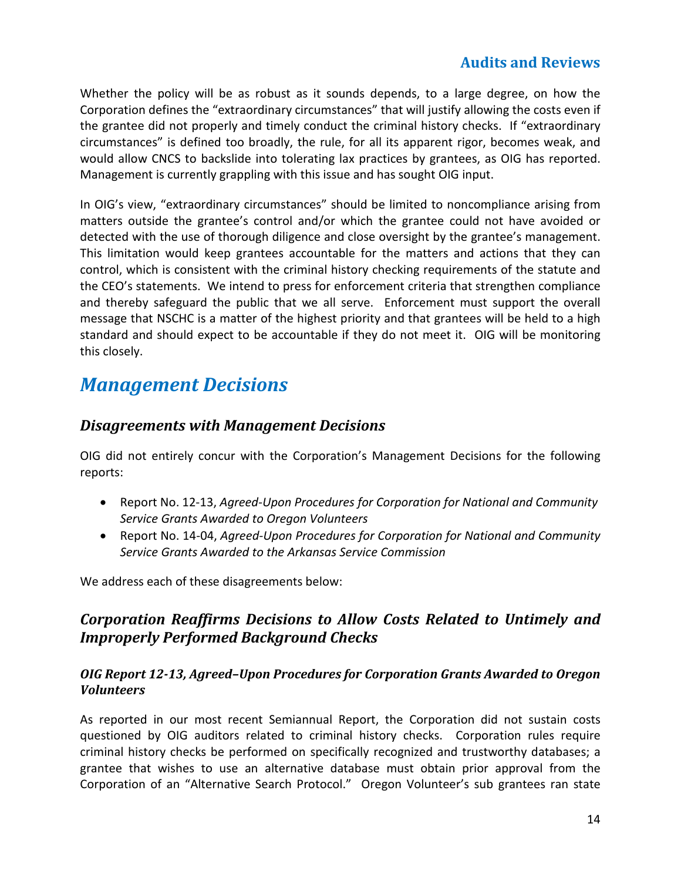Whether the policy will be as robust as it sounds depends, to a large degree, on how the Corporation defines the "extraordinary circumstances" that will justify allowing the costs even if the grantee did not properly and timely conduct the criminal history checks. If "extraordinary circumstances" is defined too broadly, the rule, for all its apparent rigor, becomes weak, and would allow CNCS to backslide into tolerating lax practices by grantees, as OIG has reported. Management is currently grappling with this issue and has sought OIG input.

In OIG's view, "extraordinary circumstances" should be limited to noncompliance arising from matters outside the grantee's control and/or which the grantee could not have avoided or detected with the use of thorough diligence and close oversight by the grantee's management. This limitation would keep grantees accountable for the matters and actions that they can control, which is consistent with the criminal history checking requirements of the statute and the CEO's statements. We intend to press for enforcement criteria that strengthen compliance and thereby safeguard the public that we all serve. Enforcement must support the overall message that NSCHC is a matter of the highest priority and that grantees will be held to a high standard and should expect to be accountable if they do not meet it. OIG will be monitoring this closely.

# *Management Decisions*

## *Disagreements with Management Decisions*

OIG did not entirely concur with the Corporation's Management Decisions for the following reports:

- Report No. 12-13, *Agreed-Upon Procedures for Corporation for National and Community Service Grants Awarded to Oregon Volunteers*
- Report No. 14-04, *Agreed-Upon Procedures for Corporation for National and Community Service Grants Awarded to the Arkansas Service Commission*

We address each of these disagreements below:

## *Corporation Reaffirms Decisions to Allow Costs Related to Untimely and Improperly Performed Background Checks*

### *OIG Report 12-13, Agreed–Upon Procedures for Corporation Grants Awarded to Oregon Volunteers*

As reported in our most recent Semiannual Report, the Corporation did not sustain costs questioned by OIG auditors related to criminal history checks. Corporation rules require criminal history checks be performed on specifically recognized and trustworthy databases; a grantee that wishes to use an alternative database must obtain prior approval from the Corporation of an "Alternative Search Protocol." Oregon Volunteer's sub grantees ran state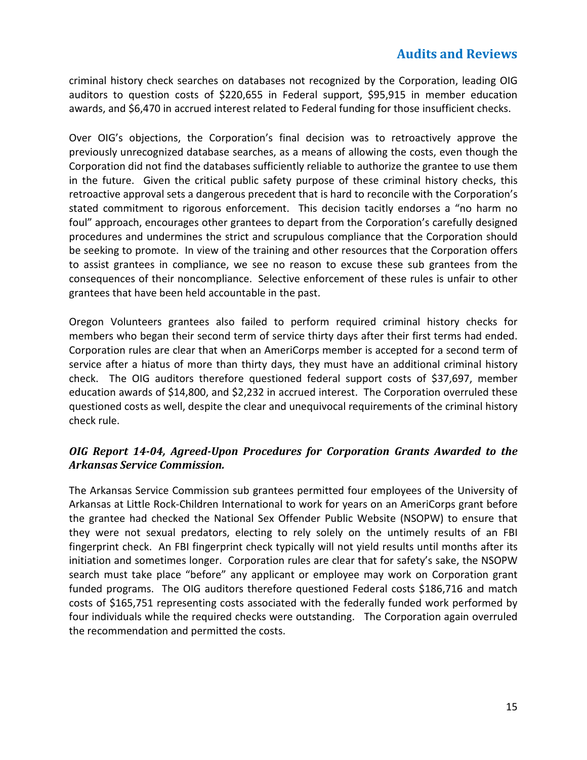criminal history check searches on databases not recognized by the Corporation, leading OIG auditors to question costs of $220,655 in Federal support, $95,915 in member education awards, and $6,470 in accrued interest related to Federal funding for those insufficient checks.

Over OIG's objections, the Corporation's final decision was to retroactively approve the previously unrecognized database searches, as a means of allowing the costs, even though the Corporation did not find the databases sufficiently reliable to authorize the grantee to use them in the future. Given the critical public safety purpose of these criminal history checks, this retroactive approval sets a dangerous precedent that is hard to reconcile with the Corporation's stated commitment to rigorous enforcement. This decision tacitly endorses a "no harm no foul" approach, encourages other grantees to depart from the Corporation's carefully designed procedures and undermines the strict and scrupulous compliance that the Corporation should be seeking to promote. In view of the training and other resources that the Corporation offers to assist grantees in compliance, we see no reason to excuse these sub grantees from the consequences of their noncompliance. Selective enforcement of these rules is unfair to other grantees that have been held accountable in the past.

Oregon Volunteers grantees also failed to perform required criminal history checks for members who began their second term of service thirty days after their first terms had ended. Corporation rules are clear that when an AmeriCorps member is accepted for a second term of service after a hiatus of more than thirty days, they must have an additional criminal history check. The OIG auditors therefore questioned federal support costs of $37,697, member education awards of $14,800, and $2,232 in accrued interest. The Corporation overruled these questioned costs as well, despite the clear and unequivocal requirements of the criminal history check rule.

### *OIG Report 14-04, Agreed-Upon Procedures for Corporation Grants Awarded to the Arkansas Service Commission.*

The Arkansas Service Commission sub grantees permitted four employees of the University of Arkansas at Little Rock-Children International to work for years on an AmeriCorps grant before the grantee had checked the National Sex Offender Public Website (NSOPW) to ensure that they were not sexual predators, electing to rely solely on the untimely results of an FBI fingerprint check. An FBI fingerprint check typically will not yield results until months after its initiation and sometimes longer. Corporation rules are clear that for safety's sake, the NSOPW search must take place "before" any applicant or employee may work on Corporation grant funded programs. The OIG auditors therefore questioned Federal costs $186,716 and match costs of $165,751 representing costs associated with the federally funded work performed by four individuals while the required checks were outstanding. The Corporation again overruled the recommendation and permitted the costs.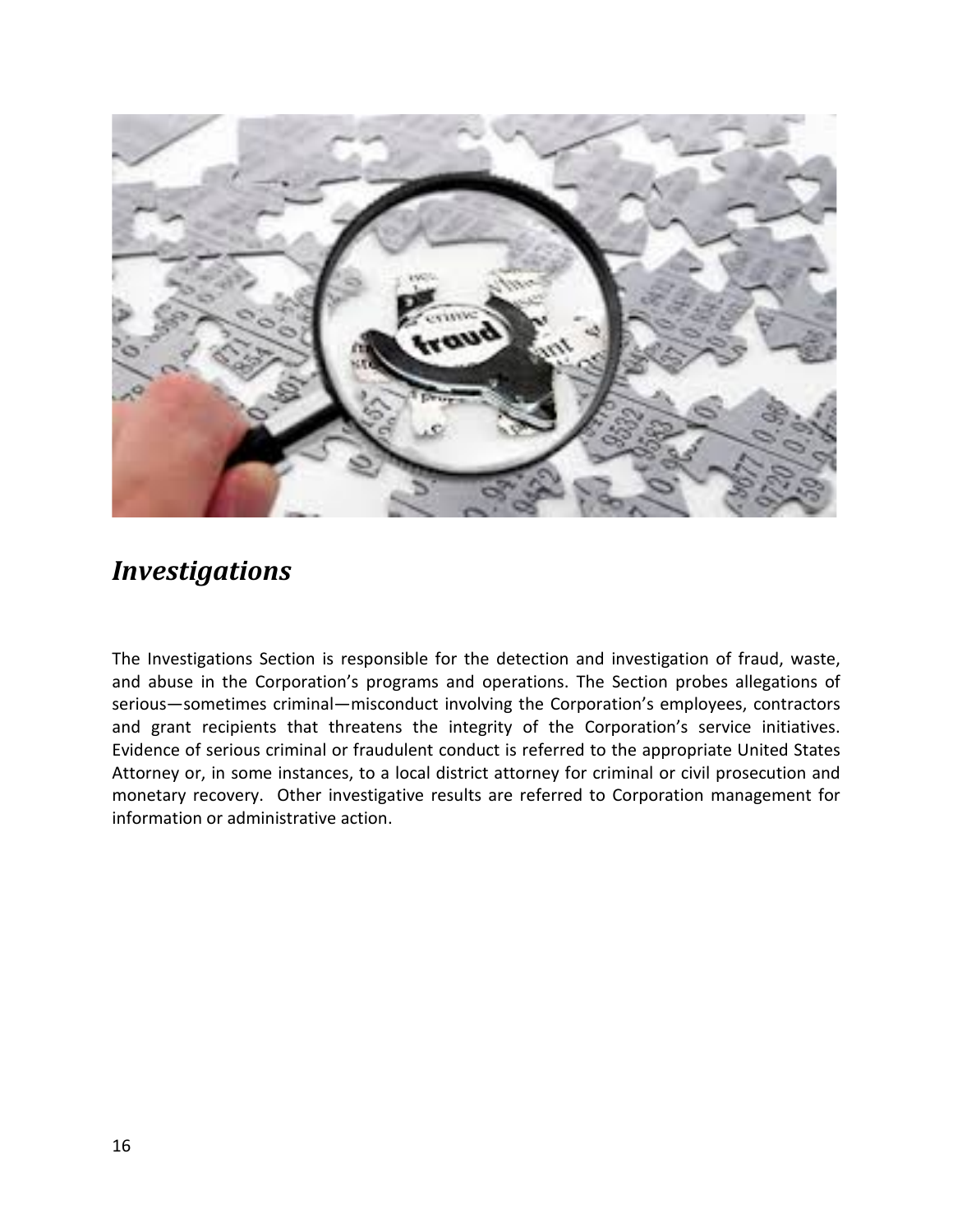## *Investigations*

The Investigations Section is responsible for the detection and investigation of fraud, waste, and abuse in the Corporation's programs and operations. The Section probes allegations of serious—sometimes criminal—misconduct involving the Corporation's employees, contractors and grant recipients that threatens the integrity of the Corporation's service initiatives. Evidence of serious criminal or fraudulent conduct is referred to the appropriate United States Attorney or, in some instances, to a local district attorney for criminal or civil prosecution and monetary recovery. Other investigative results are referred to Corporation management for information or administrative action.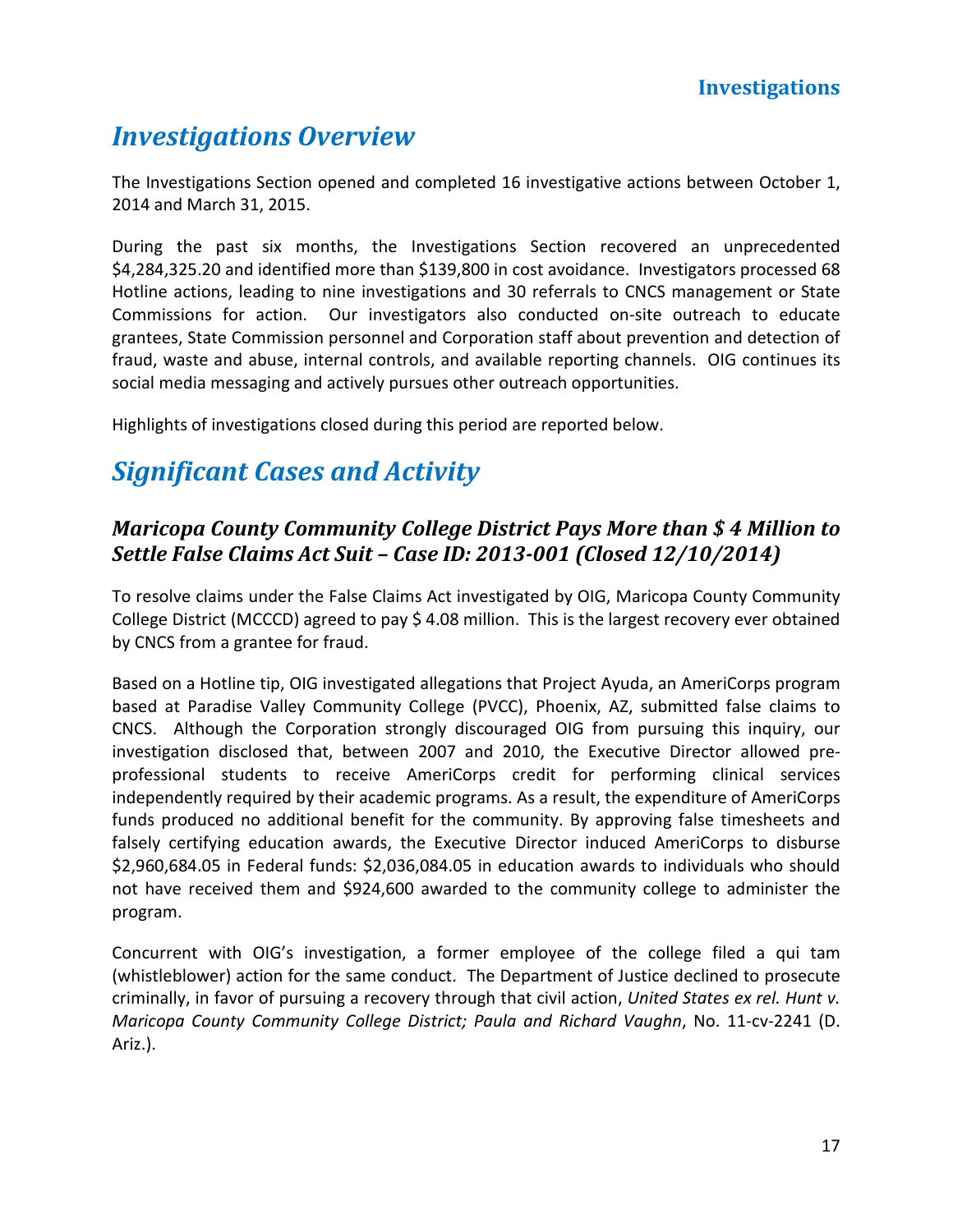# Investigations Overview

The Investigations Section opened and completed 16 investigative actions between October 1, 2014 and March 31, 2015.

During the past six months, the Investigations Section recovered an unprecedented $4,284,325.20 and identified more than $139,800 in cost avoidance. Investigators processed 68 Hotline actions, leading to nine investigations and 30 referrals to CNCS management or State Commissions for action. Our investigators also conducted on-site outreach to educate grantees, State Commission personnel and Corporation staff about prevention and detection of fraud, waste and abuse, internal controls, and available reporting channels. OIG continues its social media messaging and actively pursues other outreach opportunities.

Highlights of investigations closed during this period are reported below.

# Significant Cases and Activity

## *Maricopa County Community College District Pays More than $ 4 Million to Settle False Claims Act Suit – Case ID: 2013-001 (Closed 12/10/2014)*

To resolve claims under the False Claims Act investigated by OIG, Maricopa County Community College District (MCCCD) agreed to pay $ 4.08 million. This is the largest recovery ever obtained by CNCS from a grantee for fraud.

Based on a Hotline tip, OIG investigated allegations that Project Ayuda, an AmeriCorps program based at Paradise Valley Community College (PVCC), Phoenix, AZ, submitted false claims to CNCS. Although the Corporation strongly discouraged OIG from pursuing this inquiry, our investigation disclosed that, between 2007 and 2010, the Executive Director allowed pre-professional students to receive AmeriCorps credit for performing clinical services independently required by their academic programs. As a result, the expenditure of AmeriCorps funds produced no additional benefit for the community. By approving false timesheets and falsely certifying education awards, the Executive Director induced AmeriCorps to disburse $2,960,684.05 in Federal funds: $2,036,084.05 in education awards to individuals who should not have received them and $924,600 awarded to the community college to administer the program.

Concurrent with OIG's investigation, a former employee of the college filed a qui tam (whistleblower) action for the same conduct. The Department of Justice declined to prosecute criminally, in favor of pursuing a recovery through that civil action, *United States ex rel. Hunt v. Maricopa County Community College District; Paula and Richard Vaughn*, No. 11-cv-2241 (D. Ariz.).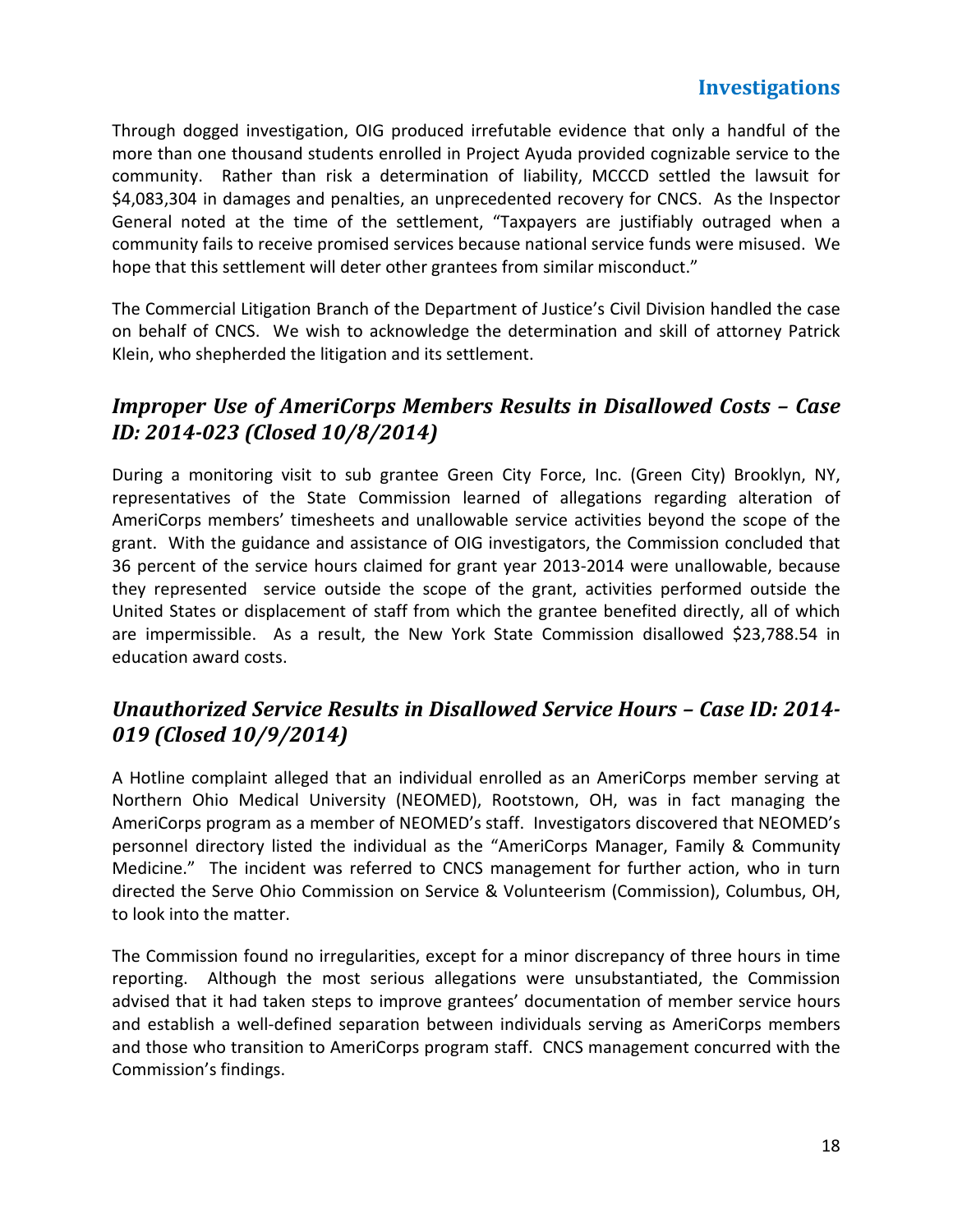Through dogged investigation, OIG produced irrefutable evidence that only a handful of the more than one thousand students enrolled in Project Ayuda provided cognizable service to the community. Rather than risk a determination of liability, MCCCD settled the lawsuit for $4,083,304 in damages and penalties, an unprecedented recovery for CNCS. As the Inspector General noted at the time of the settlement, "Taxpayers are justifiably outraged when a community fails to receive promised services because national service funds were misused. We hope that this settlement will deter other grantees from similar misconduct."

The Commercial Litigation Branch of the Department of Justice's Civil Division handled the case on behalf of CNCS. We wish to acknowledge the determination and skill of attorney Patrick Klein, who shepherded the litigation and its settlement.

## *Improper Use of AmeriCorps Members Results in Disallowed Costs – Case ID: 2014-023 (Closed 10/8/2014)*

During a monitoring visit to sub grantee Green City Force, Inc. (Green City) Brooklyn, NY, representatives of the State Commission learned of allegations regarding alteration of AmeriCorps members' timesheets and unallowable service activities beyond the scope of the grant. With the guidance and assistance of OIG investigators, the Commission concluded that 36 percent of the service hours claimed for grant year 2013-2014 were unallowable, because they represented service outside the scope of the grant, activities performed outside the United States or displacement of staff from which the grantee benefited directly, all of which are impermissible. As a result, the New York State Commission disallowed $23,788.54 in education award costs.

## *Unauthorized Service Results in Disallowed Service Hours – Case ID: 2014-019 (Closed 10/9/2014)*

A Hotline complaint alleged that an individual enrolled as an AmeriCorps member serving at Northern Ohio Medical University (NEOMED), Rootstown, OH, was in fact managing the AmeriCorps program as a member of NEOMED's staff. Investigators discovered that NEOMED's personnel directory listed the individual as the "AmeriCorps Manager, Family & Community Medicine." The incident was referred to CNCS management for further action, who in turn directed the Serve Ohio Commission on Service & Volunteerism (Commission), Columbus, OH, to look into the matter.

The Commission found no irregularities, except for a minor discrepancy of three hours in time reporting. Although the most serious allegations were unsubstantiated, the Commission advised that it had taken steps to improve grantees' documentation of member service hours and establish a well-defined separation between individuals serving as AmeriCorps members and those who transition to AmeriCorps program staff. CNCS management concurred with the Commission's findings.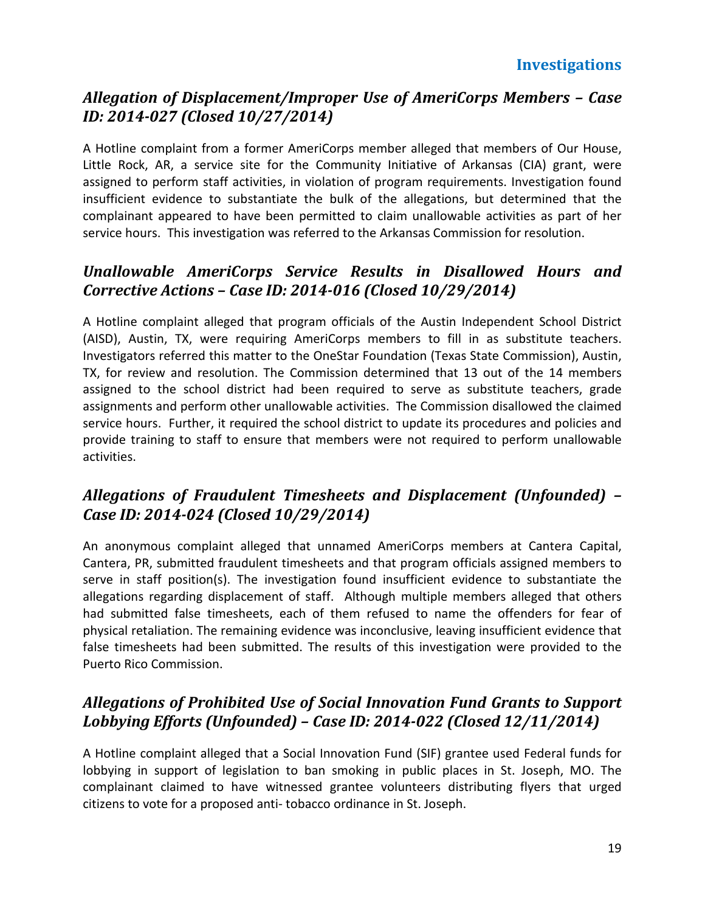## *Allegation of Displacement/Improper Use of AmeriCorps Members – Case ID: 2014-027 (Closed 10/27/2014)*

A Hotline complaint from a former AmeriCorps member alleged that members of Our House, Little Rock, AR, a service site for the Community Initiative of Arkansas (CIA) grant, were assigned to perform staff activities, in violation of program requirements. Investigation found insufficient evidence to substantiate the bulk of the allegations, but determined that the complainant appeared to have been permitted to claim unallowable activities as part of her service hours. This investigation was referred to the Arkansas Commission for resolution.

## *Unallowable AmeriCorps Service Results in Disallowed Hours and Corrective Actions – Case ID: 2014-016 (Closed 10/29/2014)*

A Hotline complaint alleged that program officials of the Austin Independent School District (AISD), Austin, TX, were requiring AmeriCorps members to fill in as substitute teachers. Investigators referred this matter to the OneStar Foundation (Texas State Commission), Austin, TX, for review and resolution. The Commission determined that 13 out of the 14 members assigned to the school district had been required to serve as substitute teachers, grade assignments and perform other unallowable activities. The Commission disallowed the claimed service hours. Further, it required the school district to update its procedures and policies and provide training to staff to ensure that members were not required to perform unallowable activities.

## *Allegations of Fraudulent Timesheets and Displacement (Unfounded) – Case ID: 2014-024 (Closed 10/29/2014)*

An anonymous complaint alleged that unnamed AmeriCorps members at Cantera Capital, Cantera, PR, submitted fraudulent timesheets and that program officials assigned members to serve in staff position(s). The investigation found insufficient evidence to substantiate the allegations regarding displacement of staff. Although multiple members alleged that others had submitted false timesheets, each of them refused to name the offenders for fear of physical retaliation. The remaining evidence was inconclusive, leaving insufficient evidence that false timesheets had been submitted. The results of this investigation were provided to the Puerto Rico Commission.

## *Allegations of Prohibited Use of Social Innovation Fund Grants to Support Lobbying Efforts (Unfounded) – Case ID: 2014-022 (Closed 12/11/2014)*

A Hotline complaint alleged that a Social Innovation Fund (SIF) grantee used Federal funds for lobbying in support of legislation to ban smoking in public places in St. Joseph, MO. The complainant claimed to have witnessed grantee volunteers distributing flyers that urged citizens to vote for a proposed anti- tobacco ordinance in St. Joseph.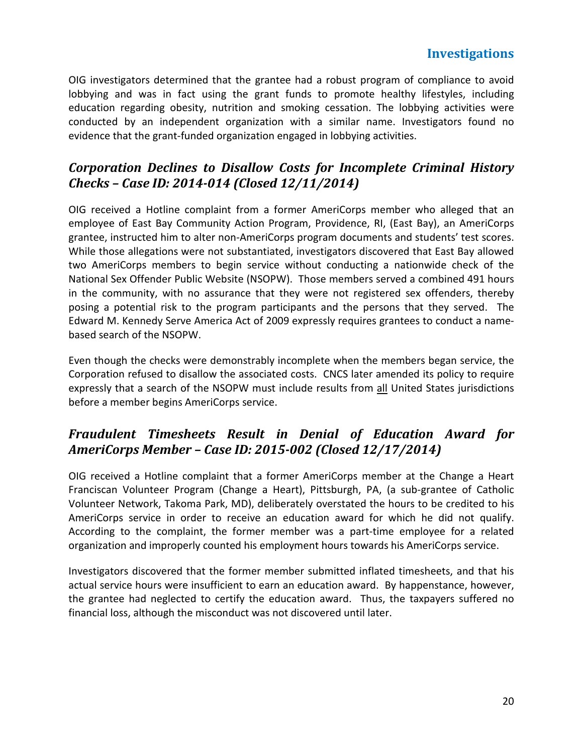OIG investigators determined that the grantee had a robust program of compliance to avoid lobbying and was in fact using the grant funds to promote healthy lifestyles, including education regarding obesity, nutrition and smoking cessation. The lobbying activities were conducted by an independent organization with a similar name. Investigators found no evidence that the grant-funded organization engaged in lobbying activities.

## *Corporation Declines to Disallow Costs for Incomplete Criminal History Checks – Case ID: 2014-014 (Closed 12/11/2014)*

OIG received a Hotline complaint from a former AmeriCorps member who alleged that an employee of East Bay Community Action Program, Providence, RI, (East Bay), an AmeriCorps grantee, instructed him to alter non-AmeriCorps program documents and students' test scores. While those allegations were not substantiated, investigators discovered that East Bay allowed two AmeriCorps members to begin service without conducting a nationwide check of the National Sex Offender Public Website (NSOPW). Those members served a combined 491 hours in the community, with no assurance that they were not registered sex offenders, thereby posing a potential risk to the program participants and the persons that they served. The Edward M. Kennedy Serve America Act of 2009 expressly requires grantees to conduct a name-based search of the NSOPW.

Even though the checks were demonstrably incomplete when the members began service, the Corporation refused to disallow the associated costs. CNCS later amended its policy to require expressly that a search of the NSOPW must include results from <u>all</u> United States jurisdictions before a member begins AmeriCorps service.

## *Fraudulent Timesheets Result in Denial of Education Award for AmeriCorps Member – Case ID: 2015-002 (Closed 12/17/2014)*

OIG received a Hotline complaint that a former AmeriCorps member at the Change a Heart Franciscan Volunteer Program (Change a Heart), Pittsburgh, PA, (a sub-grantee of Catholic Volunteer Network, Takoma Park, MD), deliberately overstated the hours to be credited to his AmeriCorps service in order to receive an education award for which he did not qualify. According to the complaint, the former member was a part-time employee for a related organization and improperly counted his employment hours towards his AmeriCorps service.

Investigators discovered that the former member submitted inflated timesheets, and that his actual service hours were insufficient to earn an education award. By happenstance, however, the grantee had neglected to certify the education award. Thus, the taxpayers suffered no financial loss, although the misconduct was not discovered until later.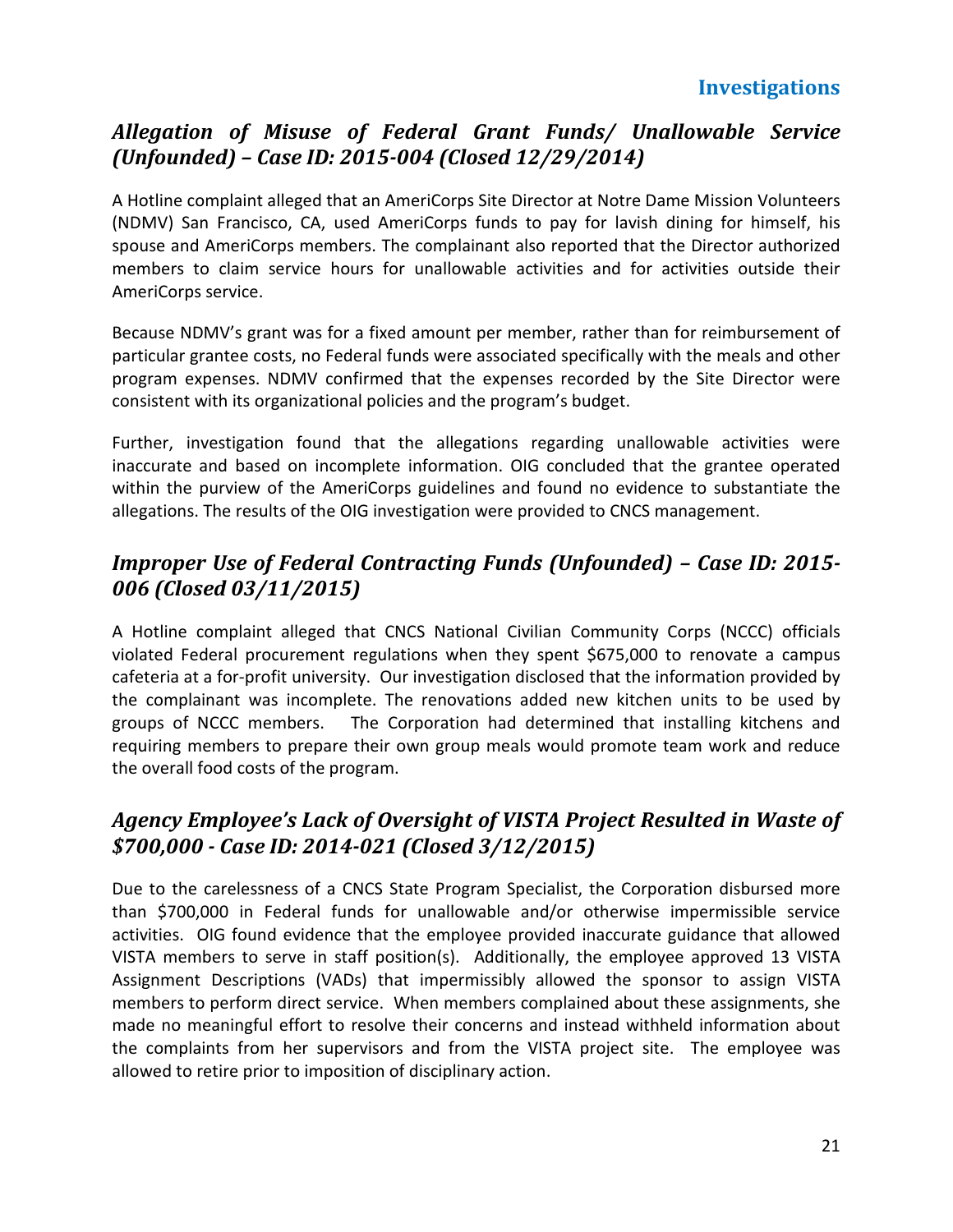## *Allegation of Misuse of Federal Grant Funds/ Unallowable Service (Unfounded) – Case ID: 2015-004 (Closed 12/29/2014)*

A Hotline complaint alleged that an AmeriCorps Site Director at Notre Dame Mission Volunteers (NDMV) San Francisco, CA, used AmeriCorps funds to pay for lavish dining for himself, his spouse and AmeriCorps members. The complainant also reported that the Director authorized members to claim service hours for unallowable activities and for activities outside their AmeriCorps service.

Because NDMV's grant was for a fixed amount per member, rather than for reimbursement of particular grantee costs, no Federal funds were associated specifically with the meals and other program expenses. NDMV confirmed that the expenses recorded by the Site Director were consistent with its organizational policies and the program's budget.

Further, investigation found that the allegations regarding unallowable activities were inaccurate and based on incomplete information. OIG concluded that the grantee operated within the purview of the AmeriCorps guidelines and found no evidence to substantiate the allegations. The results of the OIG investigation were provided to CNCS management.

## *Improper Use of Federal Contracting Funds (Unfounded) – Case ID: 2015-006 (Closed 03/11/2015)*

A Hotline complaint alleged that CNCS National Civilian Community Corps (NCCC) officials violated Federal procurement regulations when they spent $675,000 to renovate a campus cafeteria at a for-profit university. Our investigation disclosed that the information provided by the complainant was incomplete. The renovations added new kitchen units to be used by groups of NCCC members. The Corporation had determined that installing kitchens and requiring members to prepare their own group meals would promote team work and reduce the overall food costs of the program.

## *Agency Employee's Lack of Oversight of VISTA Project Resulted in Waste of $700,000 - Case ID: 2014-021 (Closed 3/12/2015)*

Due to the carelessness of a CNCS State Program Specialist, the Corporation disbursed more than $700,000 in Federal funds for unallowable and/or otherwise impermissible service activities. OIG found evidence that the employee provided inaccurate guidance that allowed VISTA members to serve in staff position(s). Additionally, the employee approved 13 VISTA Assignment Descriptions (VADs) that impermissibly allowed the sponsor to assign VISTA members to perform direct service. When members complained about these assignments, she made no meaningful effort to resolve their concerns and instead withheld information about the complaints from her supervisors and from the VISTA project site. The employee was allowed to retire prior to imposition of disciplinary action.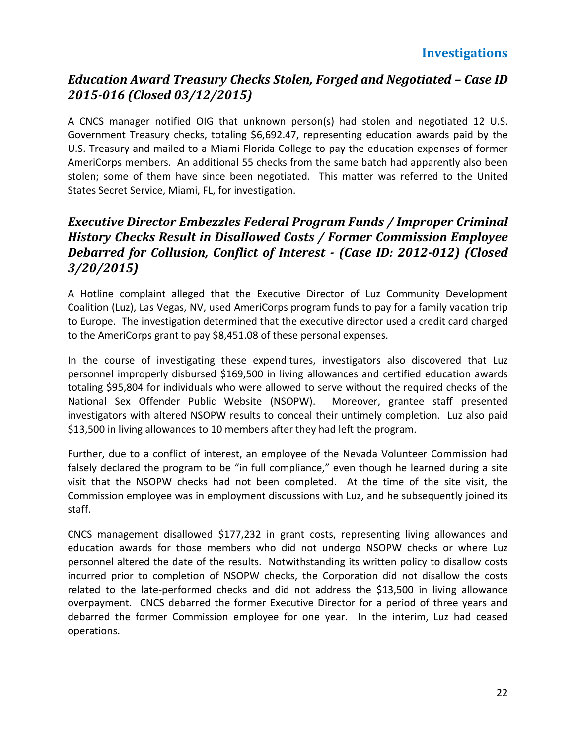## *Education Award Treasury Checks Stolen, Forged and Negotiated – Case ID 2015-016 (Closed 03/12/2015)*

A CNCS manager notified OIG that unknown person(s) had stolen and negotiated 12 U.S. Government Treasury checks, totaling $6,692.47, representing education awards paid by the U.S. Treasury and mailed to a Miami Florida College to pay the education expenses of former AmeriCorps members. An additional 55 checks from the same batch had apparently also been stolen; some of them have since been negotiated. This matter was referred to the United States Secret Service, Miami, FL, for investigation.

## *Executive Director Embezzles Federal Program Funds / Improper Criminal History Checks Result in Disallowed Costs / Former Commission Employee Debarred for Collusion, Conflict of Interest - (Case ID: 2012-012) (Closed 3/20/2015)*

A Hotline complaint alleged that the Executive Director of Luz Community Development Coalition (Luz), Las Vegas, NV, used AmeriCorps program funds to pay for a family vacation trip to Europe. The investigation determined that the executive director used a credit card charged to the AmeriCorps grant to pay $8,451.08 of these personal expenses.

In the course of investigating these expenditures, investigators also discovered that Luz personnel improperly disbursed $169,500 in living allowances and certified education awards totaling $95,804 for individuals who were allowed to serve without the required checks of the National Sex Offender Public Website (NSOPW). Moreover, grantee staff presented investigators with altered NSOPW results to conceal their untimely completion. Luz also paid $13,500 in living allowances to 10 members after they had left the program.

Further, due to a conflict of interest, an employee of the Nevada Volunteer Commission had falsely declared the program to be "in full compliance," even though he learned during a site visit that the NSOPW checks had not been completed. At the time of the site visit, the Commission employee was in employment discussions with Luz, and he subsequently joined its staff.

CNCS management disallowed $177,232 in grant costs, representing living allowances and education awards for those members who did not undergo NSOPW checks or where Luz personnel altered the date of the results. Notwithstanding its written policy to disallow costs incurred prior to completion of NSOPW checks, the Corporation did not disallow the costs related to the late-performed checks and did not address the $13,500 in living allowance overpayment. CNCS debarred the former Executive Director for a period of three years and debarred the former Commission employee for one year. In the interim, Luz had ceased operations.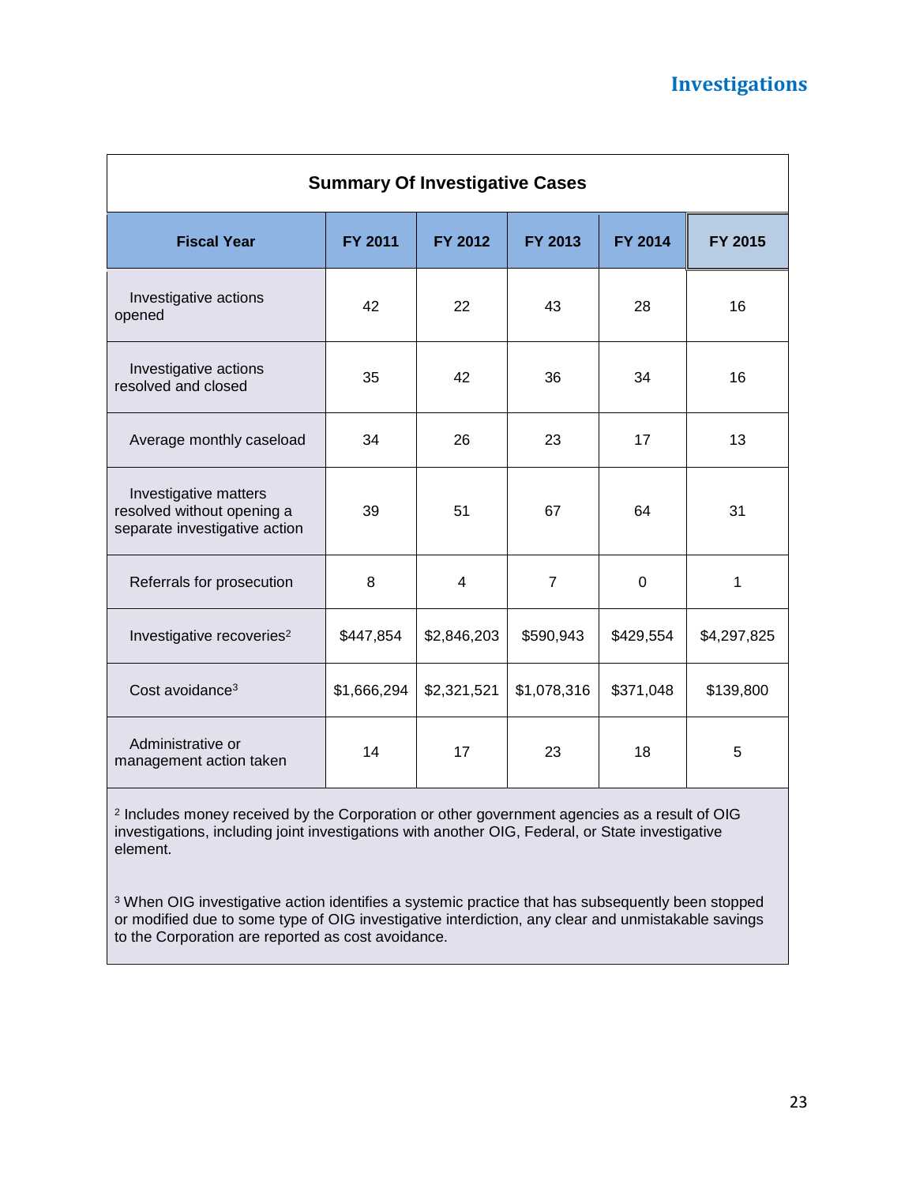# Investigations

**Summary Of Investigative Cases**

| Fiscal Year | FY 2011 | FY 2012 | FY 2013 | FY 2014 | FY 2015 |
|---|---|---|---|---|---|
| Investigative actions opened | 42 | 22 | 43 | 28 | 16 |
| Investigative actions resolved and closed | 35 | 42 | 36 | 34 | 16 |
| Average monthly caseload | 34 | 26 | 23 | 17 | 13 |
| Investigative matters resolved without opening a separate investigative action | 39 | 51 | 67 | 64 | 31 |
| Referrals for prosecution | 8 | 4 | 7 | 0 | 1 |
| Investigative recoveries[2] | $447,854 | $2,846,203 | $590,943 | $429,554 | $4,297,825 |
| Cost avoidance[3] | $1,666,294 | $2,321,521 | $1,078,316 | $371,048 | $139,800 |
| Administrative or management action taken | 14 | 17 | 23 | 18 | 5 |

[2] Includes money received by the Corporation or other government agencies as a result of OIG investigations, including joint investigations with another OIG, Federal, or State investigative element.

[3] When OIG investigative action identifies a systemic practice that has subsequently been stopped or modified due to some type of OIG investigative interdiction, any clear and unmistakable savings to the Corporation are reported as cost avoidance.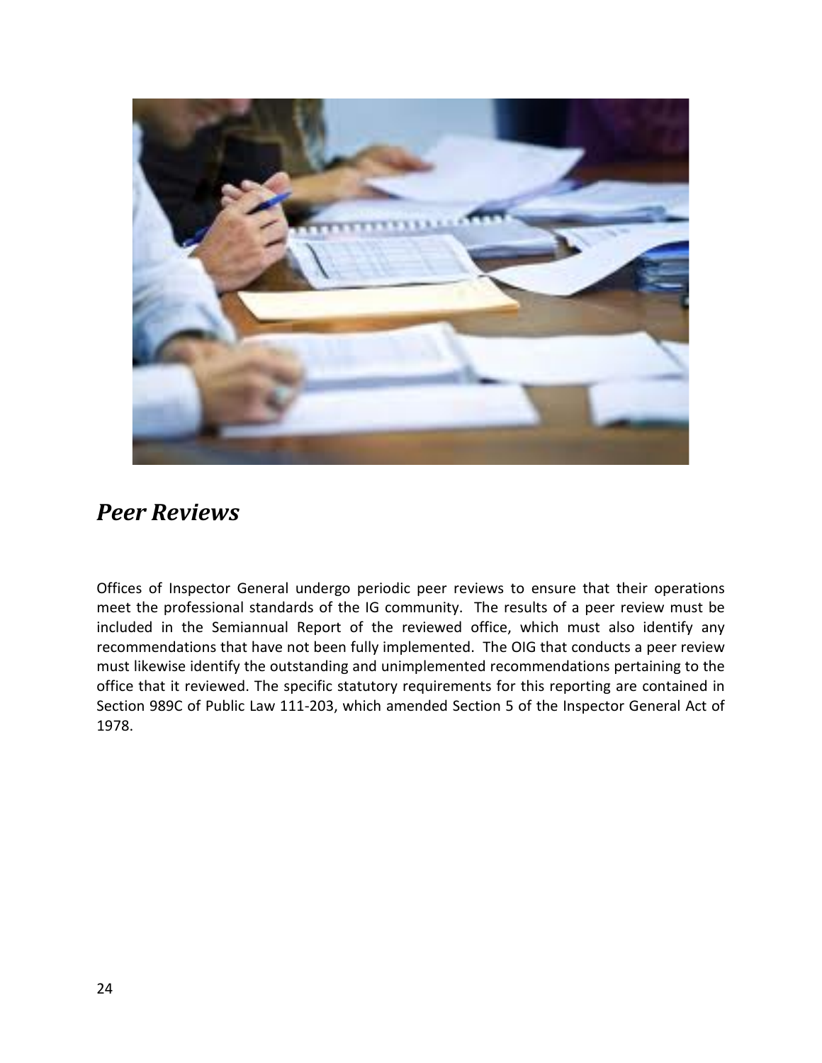## *Peer Reviews*

Offices of Inspector General undergo periodic peer reviews to ensure that their operations meet the professional standards of the IG community. The results of a peer review must be included in the Semiannual Report of the reviewed office, which must also identify any recommendations that have not been fully implemented. The OIG that conducts a peer review must likewise identify the outstanding and unimplemented recommendations pertaining to the office that it reviewed. The specific statutory requirements for this reporting are contained in Section 989C of Public Law 111-203, which amended Section 5 of the Inspector General Act of 1978.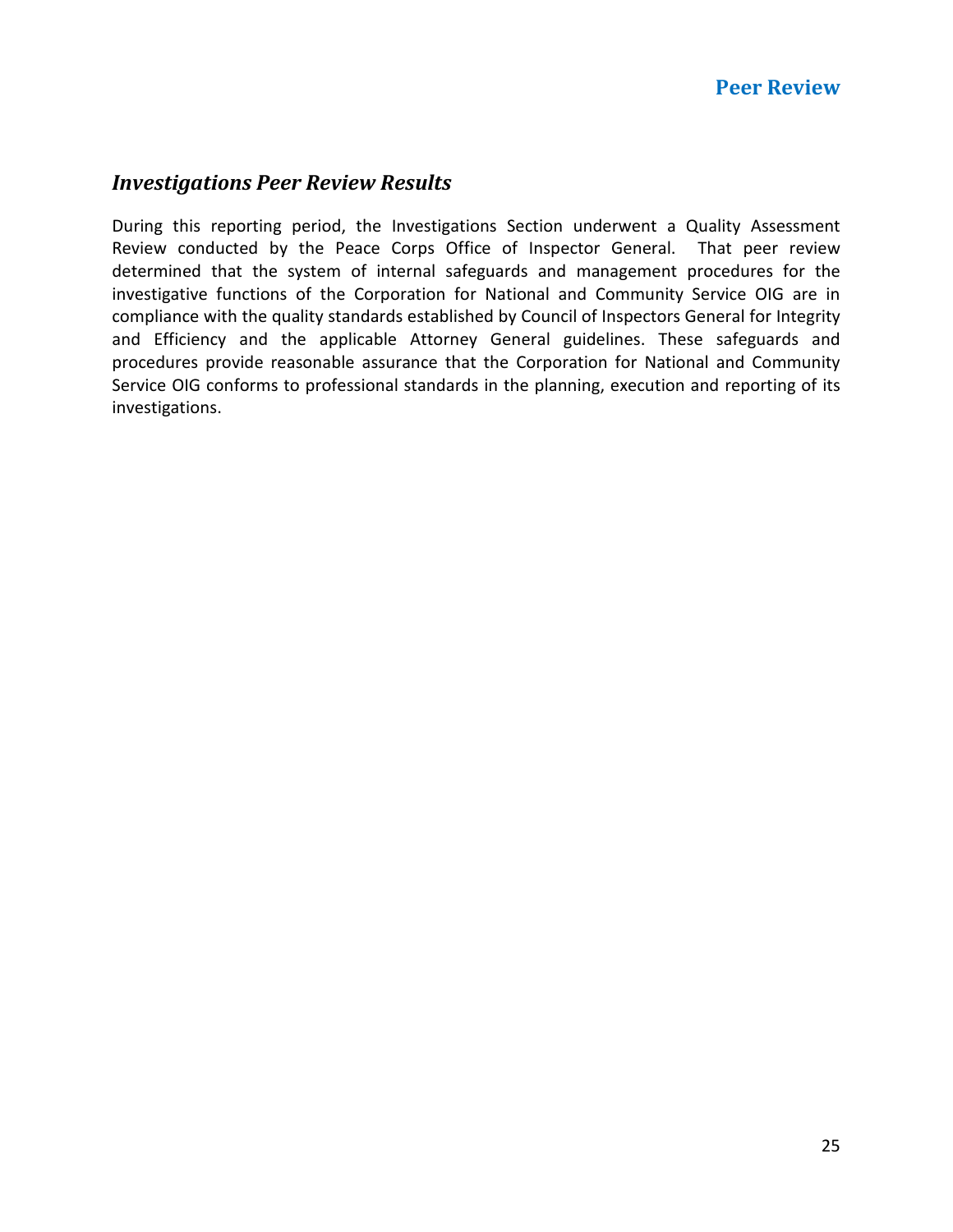### *Investigations Peer Review Results*

During this reporting period, the Investigations Section underwent a Quality Assessment Review conducted by the Peace Corps Office of Inspector General. That peer review determined that the system of internal safeguards and management procedures for the investigative functions of the Corporation for National and Community Service OIG are in compliance with the quality standards established by Council of Inspectors General for Integrity and Efficiency and the applicable Attorney General guidelines. These safeguards and procedures provide reasonable assurance that the Corporation for National and Community Service OIG conforms to professional standards in the planning, execution and reporting of its investigations.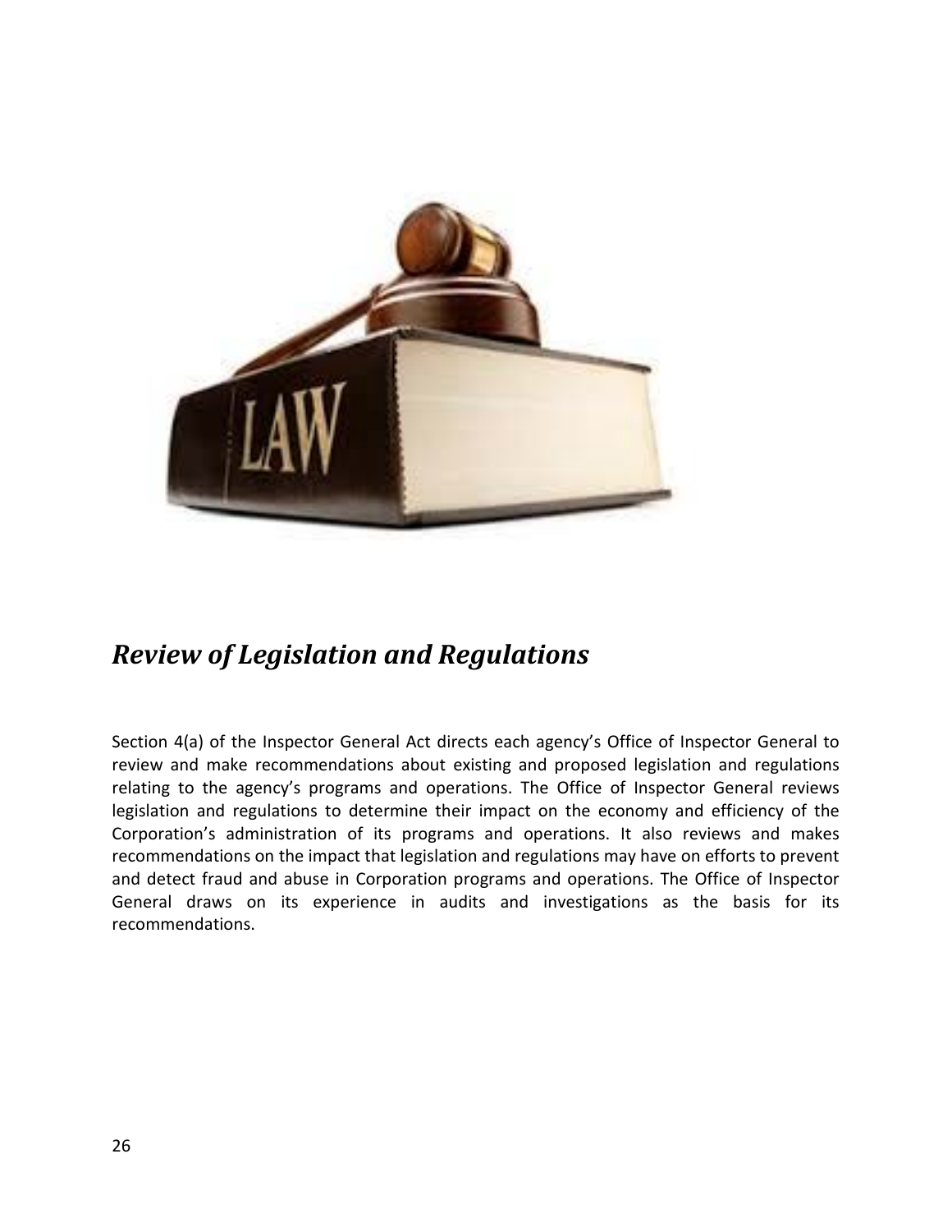## *Review of Legislation and Regulations*

Section 4(a) of the Inspector General Act directs each agency's Office of Inspector General to review and make recommendations about existing and proposed legislation and regulations relating to the agency's programs and operations. The Office of Inspector General reviews legislation and regulations to determine their impact on the economy and efficiency of the Corporation's administration of its programs and operations. It also reviews and makes recommendations on the impact that legislation and regulations may have on efforts to prevent and detect fraud and abuse in Corporation programs and operations. The Office of Inspector General draws on its experience in audits and investigations as the basis for its recommendations.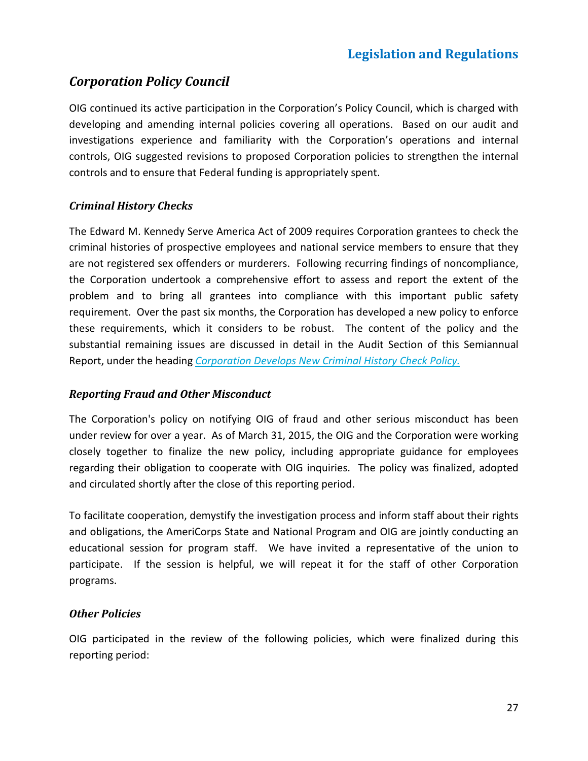## Corporation Policy Council

OIG continued its active participation in the Corporation's Policy Council, which is charged with developing and amending internal policies covering all operations. Based on our audit and investigations experience and familiarity with the Corporation's operations and internal controls, OIG suggested revisions to proposed Corporation policies to strengthen the internal controls and to ensure that Federal funding is appropriately spent.

### Criminal History Checks

The Edward M. Kennedy Serve America Act of 2009 requires Corporation grantees to check the criminal histories of prospective employees and national service members to ensure that they are not registered sex offenders or murderers. Following recurring findings of noncompliance, the Corporation undertook a comprehensive effort to assess and report the extent of the problem and to bring all grantees into compliance with this important public safety requirement. Over the past six months, the Corporation has developed a new policy to enforce these requirements, which it considers to be robust. The content of the policy and the substantial remaining issues are discussed in detail in the Audit Section of this Semiannual Report, under the heading *Corporation Develops New Criminal History Check Policy.*

### Reporting Fraud and Other Misconduct

The Corporation's policy on notifying OIG of fraud and other serious misconduct has been under review for over a year. As of March 31, 2015, the OIG and the Corporation were working closely together to finalize the new policy, including appropriate guidance for employees regarding their obligation to cooperate with OIG inquiries. The policy was finalized, adopted and circulated shortly after the close of this reporting period.

To facilitate cooperation, demystify the investigation process and inform staff about their rights and obligations, the AmeriCorps State and National Program and OIG are jointly conducting an educational session for program staff. We have invited a representative of the union to participate. If the session is helpful, we will repeat it for the staff of other Corporation programs.

### Other Policies

OIG participated in the review of the following policies, which were finalized during this reporting period: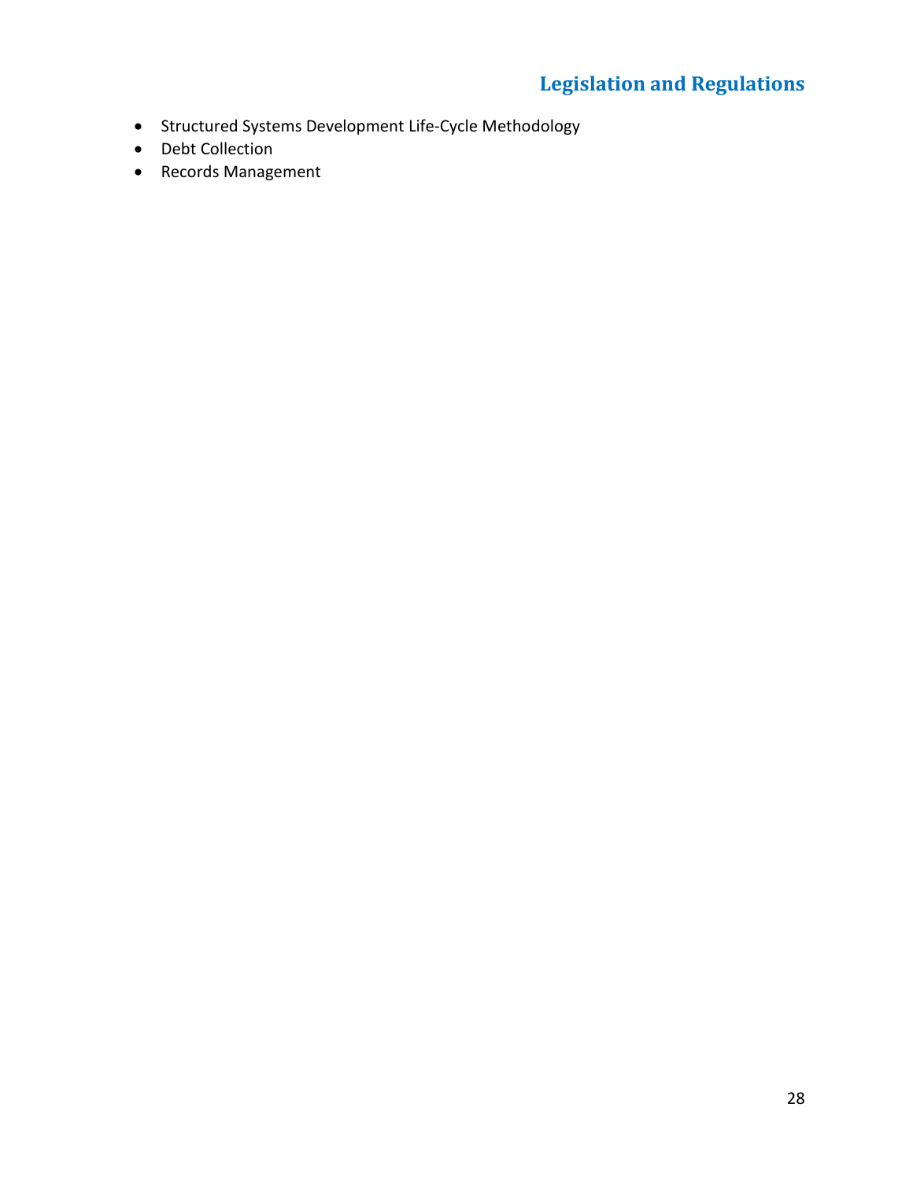- Structured Systems Development Life-Cycle Methodology
- Debt Collection
- Records Management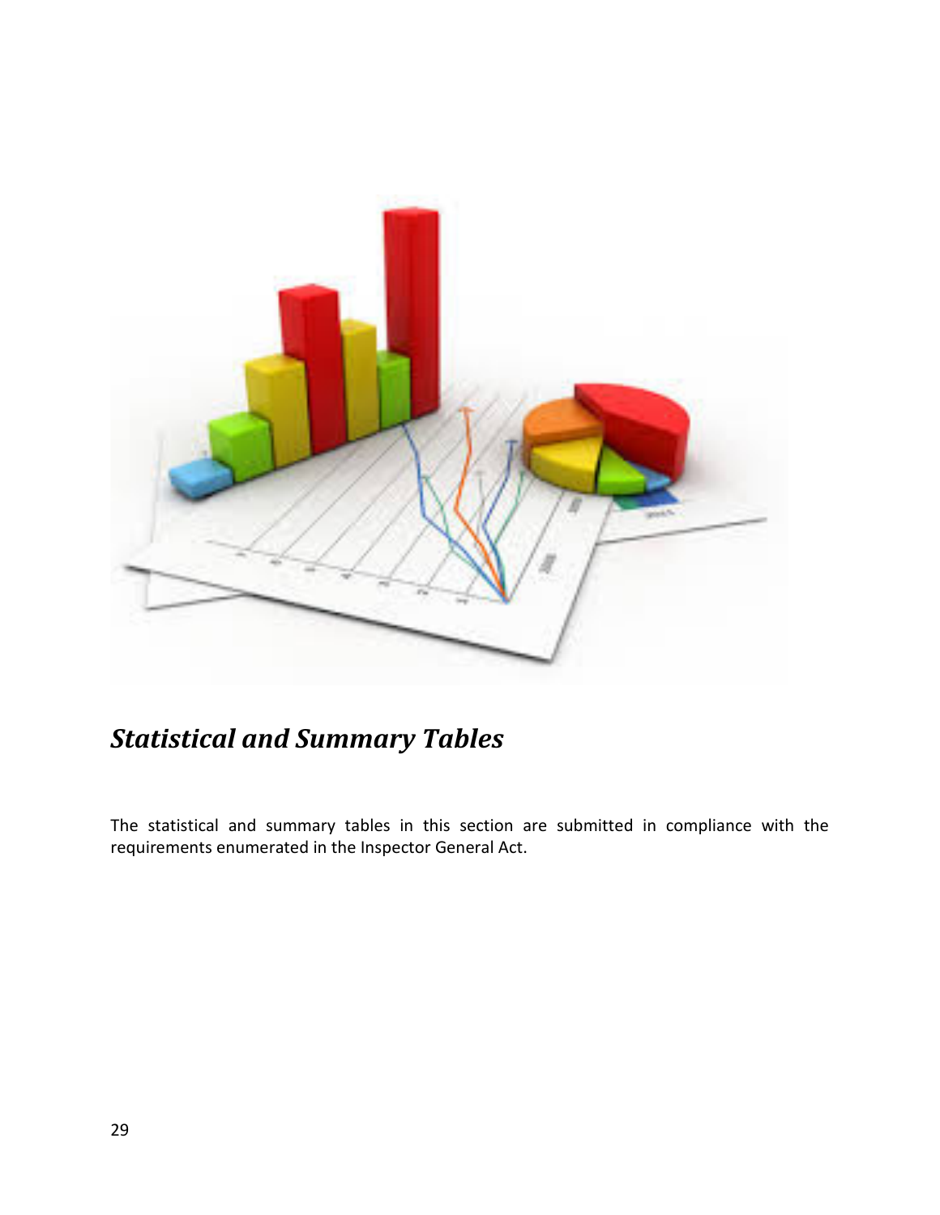# *Statistical and Summary Tables*

The statistical and summary tables in this section are submitted in compliance with the requirements enumerated in the Inspector General Act.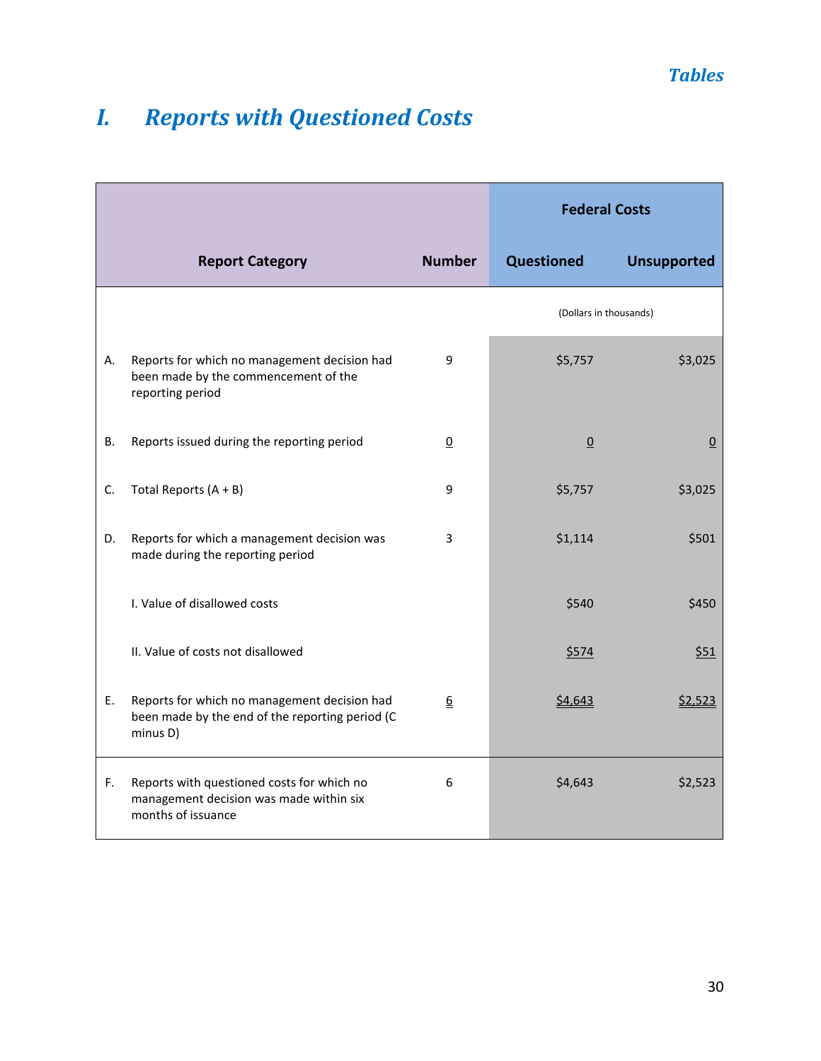# I. Reports with Questioned Costs

| | Report Category | Number | Federal Costs | |
|---|---|---|---|---|
| | | | Questioned | Unsupported |
| | | | (Dollars in thousands) | |
| A. | Reports for which no management decision had been made by the commencement of the reporting period | 9 | $5,757 | $3,025 |
| B. | Reports issued during the reporting period | 0 | 0 | 0 |
| C. | Total Reports (A + B) | 9 | $5,757 | $3,025 |
| D. | Reports for which a management decision was made during the reporting period | 3 | $1,114 | $501 |
| | I. Value of disallowed costs | | $540 | $450 |
| | II. Value of costs not disallowed | | $574 | $51 |
| E. | Reports for which no management decision had been made by the end of the reporting period (C minus D) | 6 | $4,643 | $2,523 |
| F. | Reports with questioned costs for which no management decision was made within six months of issuance | 6 | $4,643 | $2,523 |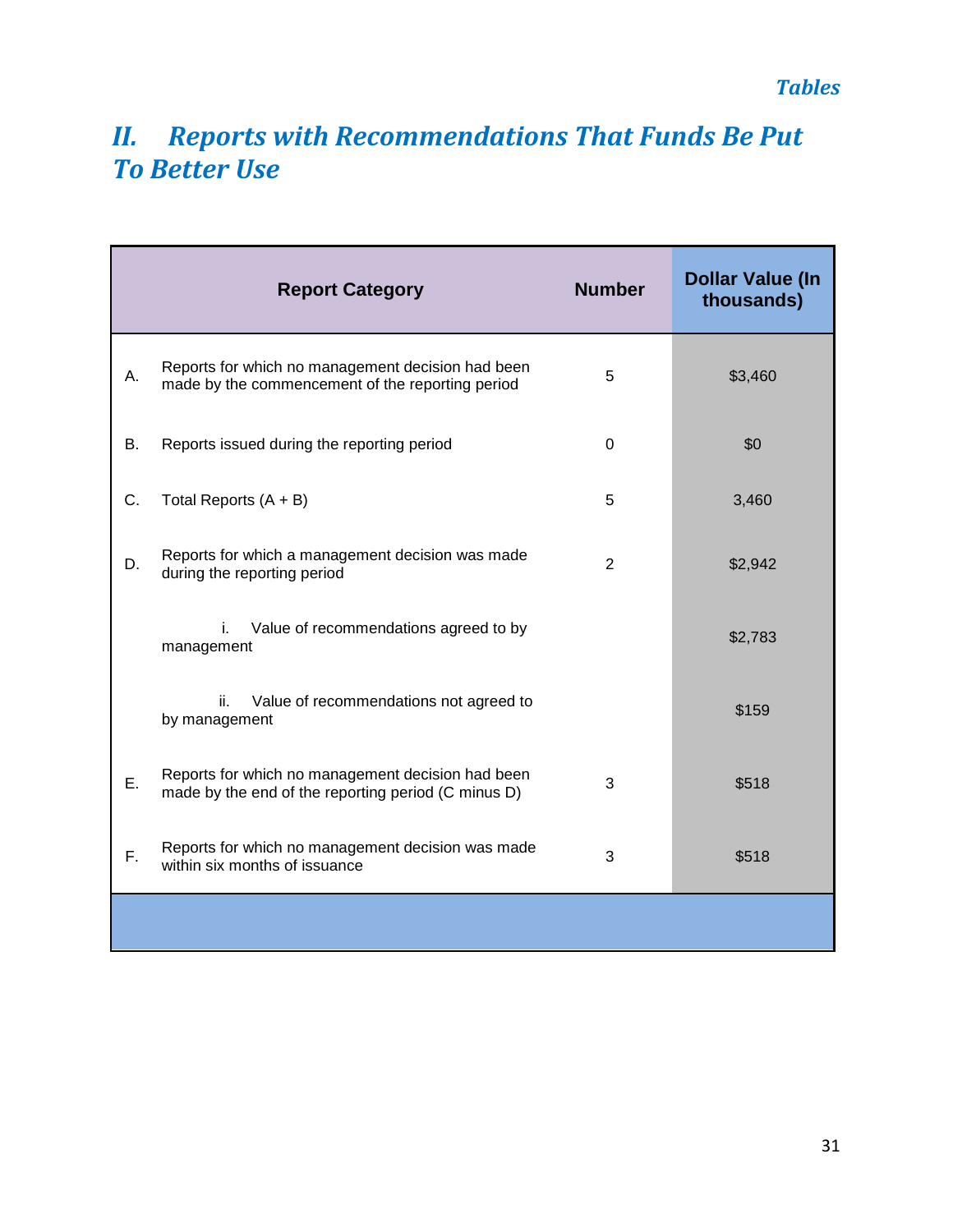## II. Reports with Recommendations That Funds Be Put To Better Use

| | Report Category | Number | Dollar Value (In thousands) |
|---|---|---|---|
| A. | Reports for which no management decision had been made by the commencement of the reporting period | 5 | $3,460 |
| B. | Reports issued during the reporting period | 0 | $0 |
| C. | Total Reports (A + B) | 5 | 3,460 |
| D. | Reports for which a management decision was made during the reporting period | 2 | $2,942 |
| | i. Value of recommendations agreed to by management | | $2,783 |
| | ii. Value of recommendations not agreed to by management | | $159 |
| E. | Reports for which no management decision had been made by the end of the reporting period (C minus D) | 3 | $518 |
| F. | Reports for which no management decision was made within six months of issuance | 3 | $518 |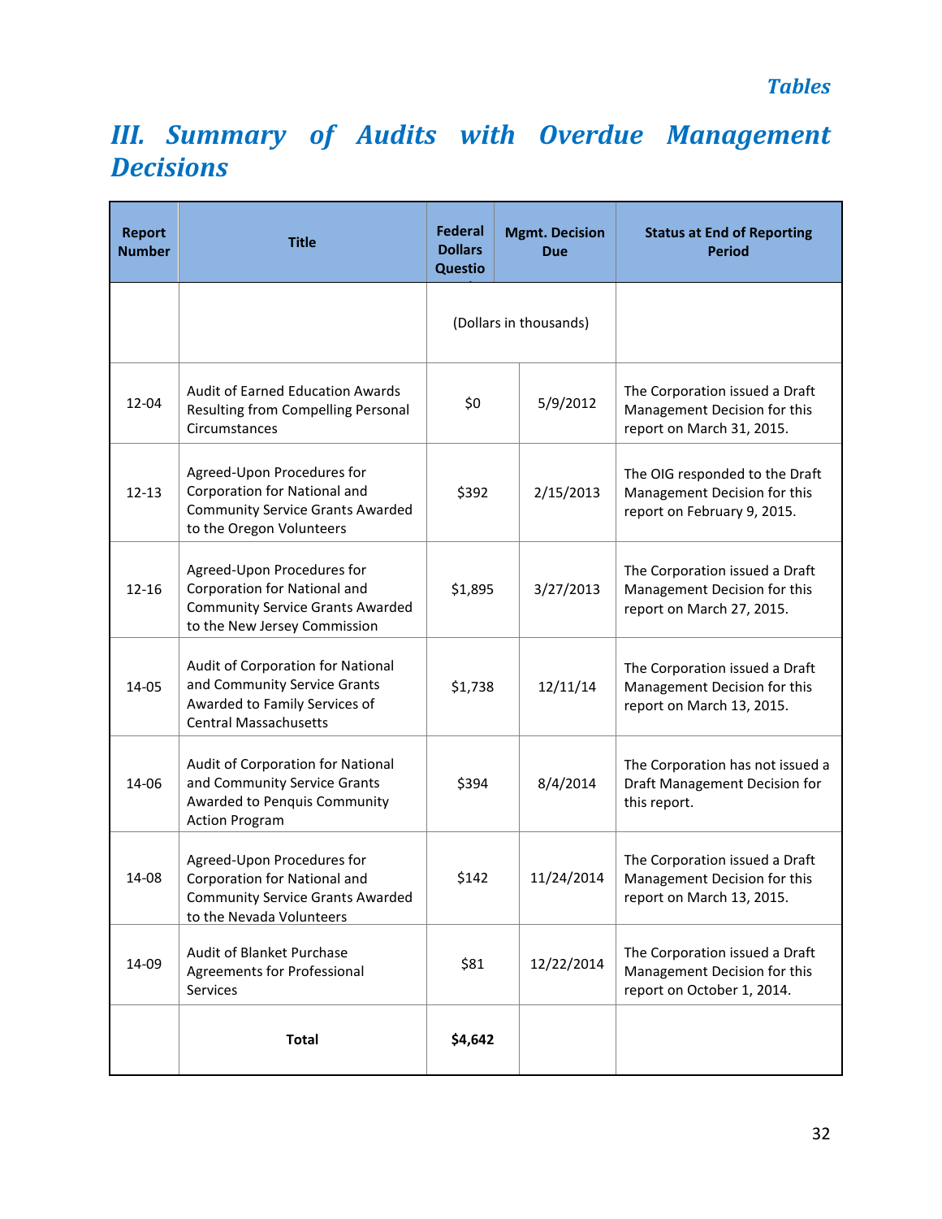# III. Summary of Audits with Overdue Management Decisions

| Report Number | Title | Federal Dollars Questioned | Mgmt. Decision Due | Status at End of Reporting Period |
|---|---|---|---|---|
| | | (Dollars in thousands) | | |
| 12-04 | Audit of Earned Education Awards Resulting from Compelling Personal Circumstances | $0 | 5/9/2012 | The Corporation issued a Draft Management Decision for this report on March 31, 2015. |
| 12-13 | Agreed-Upon Procedures for Corporation for National and Community Service Grants Awarded to the Oregon Volunteers | $392 | 2/15/2013 | The OIG responded to the Draft Management Decision for this report on February 9, 2015. |
| 12-16 | Agreed-Upon Procedures for Corporation for National and Community Service Grants Awarded to the New Jersey Commission | $1,895 | 3/27/2013 | The Corporation issued a Draft Management Decision for this report on March 27, 2015. |
| 14-05 | Audit of Corporation for National and Community Service Grants Awarded to Family Services of Central Massachusetts | $1,738 | 12/11/14 | The Corporation issued a Draft Management Decision for this report on March 13, 2015. |
| 14-06 | Audit of Corporation for National and Community Service Grants Awarded to Penquis Community Action Program | $394 | 8/4/2014 | The Corporation has not issued a Draft Management Decision for this report. |
| 14-08 | Agreed-Upon Procedures for Corporation for National and Community Service Grants Awarded to the Nevada Volunteers | $142 | 11/24/2014 | The Corporation issued a Draft Management Decision for this report on March 13, 2015. |
| 14-09 | Audit of Blanket Purchase Agreements for Professional Services | $81 | 12/22/2014 | The Corporation issued a Draft Management Decision for this report on October 1, 2014. |
| | **Total** | **$4,642** | | |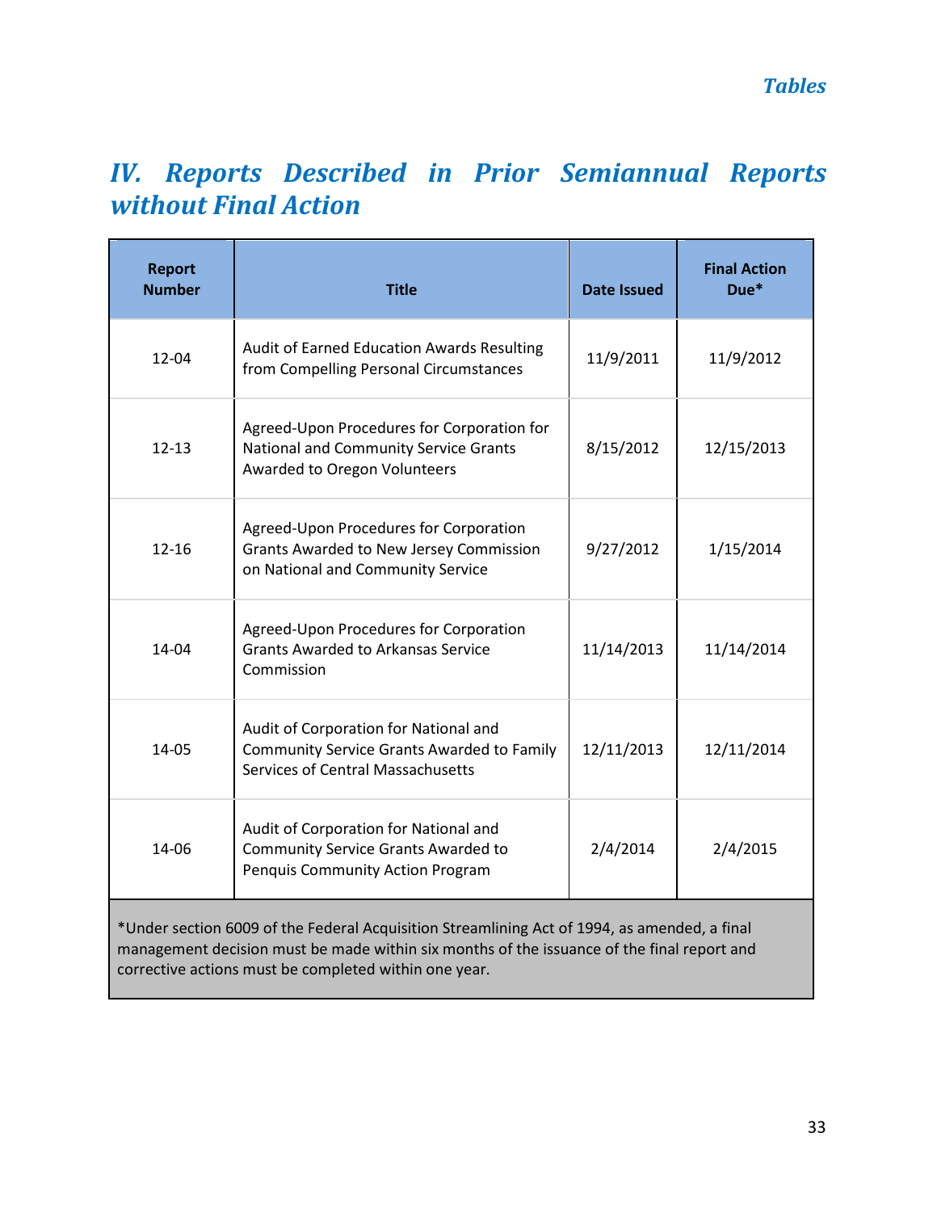## IV. Reports Described in Prior Semiannual Reports without Final Action

| Report Number | Title | Date Issued | Final Action Due* |
|---|---|---|---|
| 12-04 | Audit of Earned Education Awards Resulting from Compelling Personal Circumstances | 11/9/2011 | 11/9/2012 |
| 12-13 | Agreed-Upon Procedures for Corporation for National and Community Service Grants Awarded to Oregon Volunteers | 8/15/2012 | 12/15/2013 |
| 12-16 | Agreed-Upon Procedures for Corporation Grants Awarded to New Jersey Commission on National and Community Service | 9/27/2012 | 1/15/2014 |
| 14-04 | Agreed-Upon Procedures for Corporation Grants Awarded to Arkansas Service Commission | 11/14/2013 | 11/14/2014 |
| 14-05 | Audit of Corporation for National and Community Service Grants Awarded to Family Services of Central Massachusetts | 12/11/2013 | 12/11/2014 |
| 14-06 | Audit of Corporation for National and Community Service Grants Awarded to Penquis Community Action Program | 2/4/2014 | 2/4/2015 |

*Under section 6009 of the Federal Acquisition Streamlining Act of 1994, as amended, a final management decision must be made within six months of the issuance of the final report and corrective actions must be completed within one year.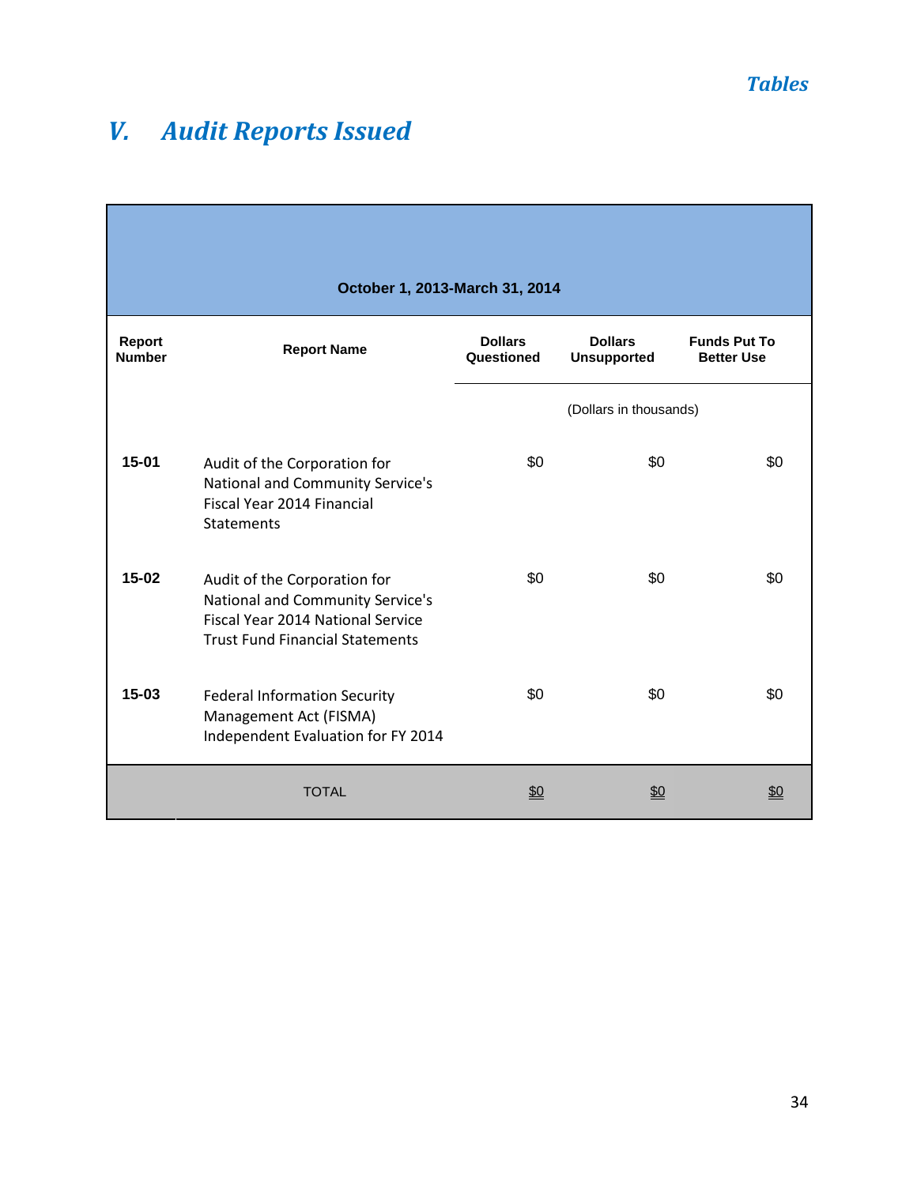# V. Audit Reports Issued

| October 1, 2013-March 31, 2014 | | | | |
|---|---|---|---|---|
| **Report Number** | **Report Name** | **Dollars Questioned** | **Dollars Unsupported** | **Funds Put To Better Use** |
| | | (Dollars in thousands) | | |
| **15-01** | Audit of the Corporation for National and Community Service's Fiscal Year 2014 Financial Statements | $0 | $0 | $0 |
| **15-02** | Audit of the Corporation for National and Community Service's Fiscal Year 2014 National Service Trust Fund Financial Statements | $0 | $0 | $0 |
| **15-03** | Federal Information Security Management Act (FISMA) Independent Evaluation for FY 2014 | $0 | $0 | $0 |
| | TOTAL | $0 | $0 | $0 |